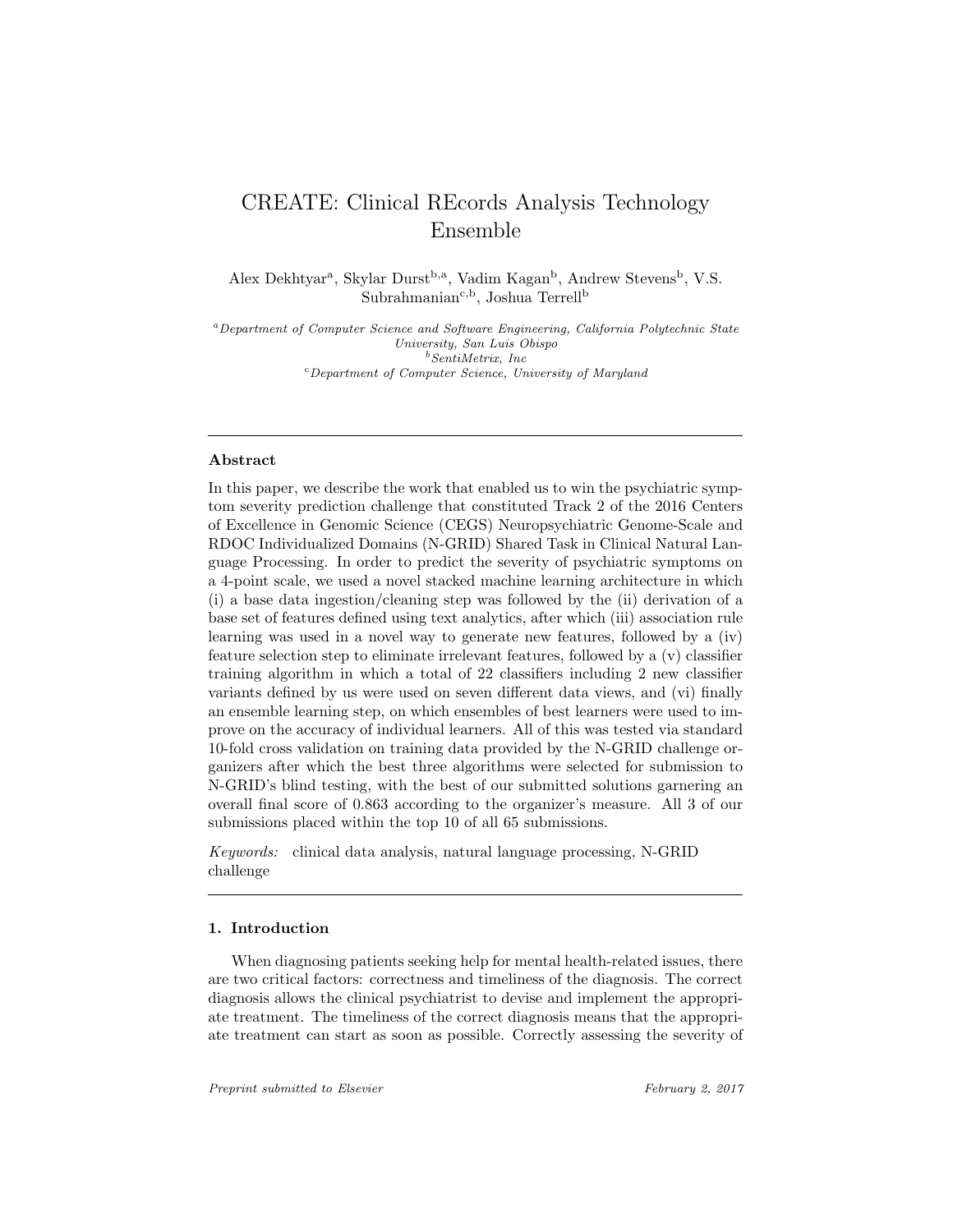# CREATE: Clinical REcords Analysis Technology Ensemble

Alex Dekhtyar[a], Skylar Durst[b,a], Vadim Kagan[b], Andrew Stevens[b], V.S. Subrahmanian[c,b], Joshua Terrell[b]

[a]*Department of Computer Science and Software Engineering, California Polytechnic State University, San Luis Obispo*
[b]*SentiMetrix, Inc*
[c]*Department of Computer Science, University of Maryland*

---

## Abstract

In this paper, we describe the work that enabled us to win the psychiatric symptom severity prediction challenge that constituted Track 2 of the 2016 Centers of Excellence in Genomic Science (CEGS) Neuropsychiatric Genome-Scale and RDOC Individualized Domains (N-GRID) Shared Task in Clinical Natural Language Processing. In order to predict the severity of psychiatric symptoms on a 4-point scale, we used a novel stacked machine learning architecture in which (i) a base data ingestion/cleaning step was followed by the (ii) derivation of a base set of features defined using text analytics, after which (iii) association rule learning was used in a novel way to generate new features, followed by a (iv) feature selection step to eliminate irrelevant features, followed by a (v) classifier training algorithm in which a total of 22 classifiers including 2 new classifier variants defined by us were used on seven different data views, and (vi) finally an ensemble learning step, on which ensembles of best learners were used to improve on the accuracy of individual learners. All of this was tested via standard 10-fold cross validation on training data provided by the N-GRID challenge organizers after which the best three algorithms were selected for submission to N-GRID's blind testing, with the best of our submitted solutions garnering an overall final score of 0.863 according to the organizer's measure. All 3 of our submissions placed within the top 10 of all 65 submissions.

*Keywords:* clinical data analysis, natural language processing, N-GRID challenge

---

## 1. Introduction

When diagnosing patients seeking help for mental health-related issues, there are two critical factors: correctness and timeliness of the diagnosis. The correct diagnosis allows the clinical psychiatrist to devise and implement the appropriate treatment. The timeliness of the correct diagnosis means that the appropriate treatment can start as soon as possible. Correctly assessing the severity of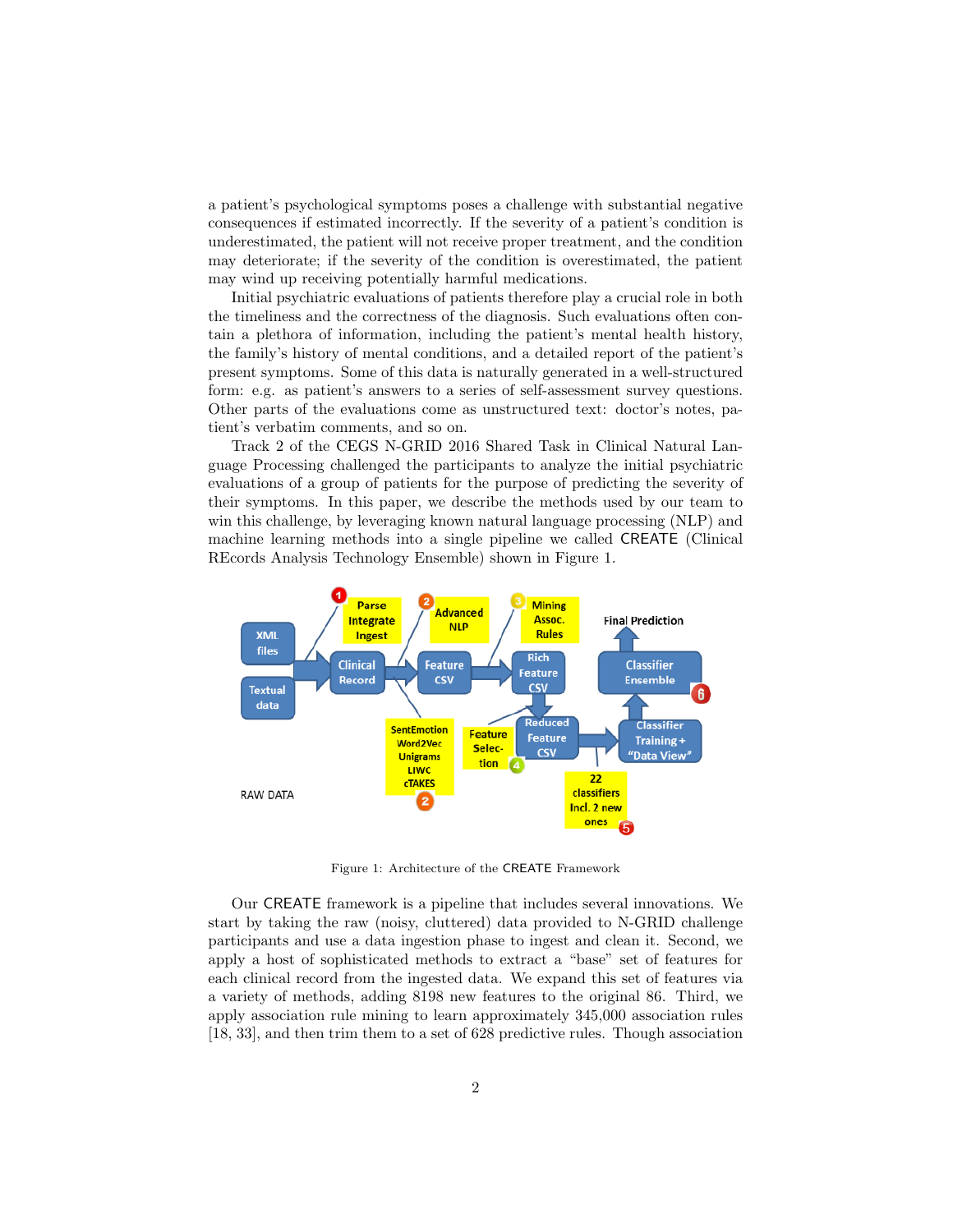a patient's psychological symptoms poses a challenge with substantial negative consequences if estimated incorrectly. If the severity of a patient's condition is underestimated, the patient will not receive proper treatment, and the condition may deteriorate; if the severity of the condition is overestimated, the patient may wind up receiving potentially harmful medications.

Initial psychiatric evaluations of patients therefore play a crucial role in both the timeliness and the correctness of the diagnosis. Such evaluations often contain a plethora of information, including the patient's mental health history, the family's history of mental conditions, and a detailed report of the patient's present symptoms. Some of this data is naturally generated in a well-structured form: e.g. as patient's answers to a series of self-assessment survey questions. Other parts of the evaluations come as unstructured text: doctor's notes, patient's verbatim comments, and so on.

Track 2 of the CEGS N-GRID 2016 Shared Task in Clinical Natural Language Processing challenged the participants to analyze the initial psychiatric evaluations of a group of patients for the purpose of predicting the severity of their symptoms. In this paper, we describe the methods used by our team to win this challenge, by leveraging known natural language processing (NLP) and machine learning methods into a single pipeline we called CREATE (Clinical REcords Analysis Technology Ensemble) shown in Figure 1.

Figure 1: Architecture of the CREATE Framework

Our CREATE framework is a pipeline that includes several innovations. We start by taking the raw (noisy, cluttered) data provided to N-GRID challenge participants and use a data ingestion phase to ingest and clean it. Second, we apply a host of sophisticated methods to extract a "base" set of features for each clinical record from the ingested data. We expand this set of features via a variety of methods, adding 8198 new features to the original 86. Third, we apply association rule mining to learn approximately 345,000 association rules [18, 33], and then trim them to a set of 628 predictive rules. Though association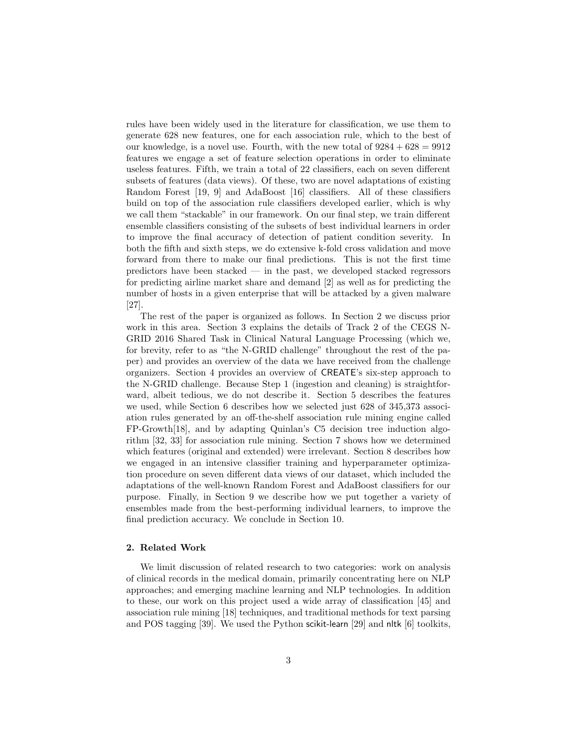rules have been widely used in the literature for classification, we use them to generate 628 new features, one for each association rule, which to the best of our knowledge, is a novel use. Fourth, with the new total of $9284 + 628 = 9912$ features we engage a set of feature selection operations in order to eliminate useless features. Fifth, we train a total of 22 classifiers, each on seven different subsets of features (data views). Of these, two are novel adaptations of existing Random Forest [19, 9] and AdaBoost [16] classifiers. All of these classifiers build on top of the association rule classifiers developed earlier, which is why we call them "stackable" in our framework. On our final step, we train different ensemble classifiers consisting of the subsets of best individual learners in order to improve the final accuracy of detection of patient condition severity. In both the fifth and sixth steps, we do extensive k-fold cross validation and move forward from there to make our final predictions. This is not the first time predictors have been stacked — in the past, we developed stacked regressors for predicting airline market share and demand [2] as well as for predicting the number of hosts in a given enterprise that will be attacked by a given malware [27].

The rest of the paper is organized as follows. In Section 2 we discuss prior work in this area. Section 3 explains the details of Track 2 of the CEGS N-GRID 2016 Shared Task in Clinical Natural Language Processing (which we, for brevity, refer to as "the N-GRID challenge" throughout the rest of the paper) and provides an overview of the data we have received from the challenge organizers. Section 4 provides an overview of CREATE's six-step approach to the N-GRID challenge. Because Step 1 (ingestion and cleaning) is straightforward, albeit tedious, we do not describe it. Section 5 describes the features we used, while Section 6 describes how we selected just 628 of 345,373 association rules generated by an off-the-shelf association rule mining engine called FP-Growth[18], and by adapting Quinlan's C5 decision tree induction algorithm [32, 33] for association rule mining. Section 7 shows how we determined which features (original and extended) were irrelevant. Section 8 describes how we engaged in an intensive classifier training and hyperparameter optimization procedure on seven different data views of our dataset, which included the adaptations of the well-known Random Forest and AdaBoost classifiers for our purpose. Finally, in Section 9 we describe how we put together a variety of ensembles made from the best-performing individual learners, to improve the final prediction accuracy. We conclude in Section 10.

## 2. Related Work

We limit discussion of related research to two categories: work on analysis of clinical records in the medical domain, primarily concentrating here on NLP approaches; and emerging machine learning and NLP technologies. In addition to these, our work on this project used a wide array of classification [45] and association rule mining [18] techniques, and traditional methods for text parsing and POS tagging [39]. We used the Python scikit-learn [29] and nltk [6] toolkits,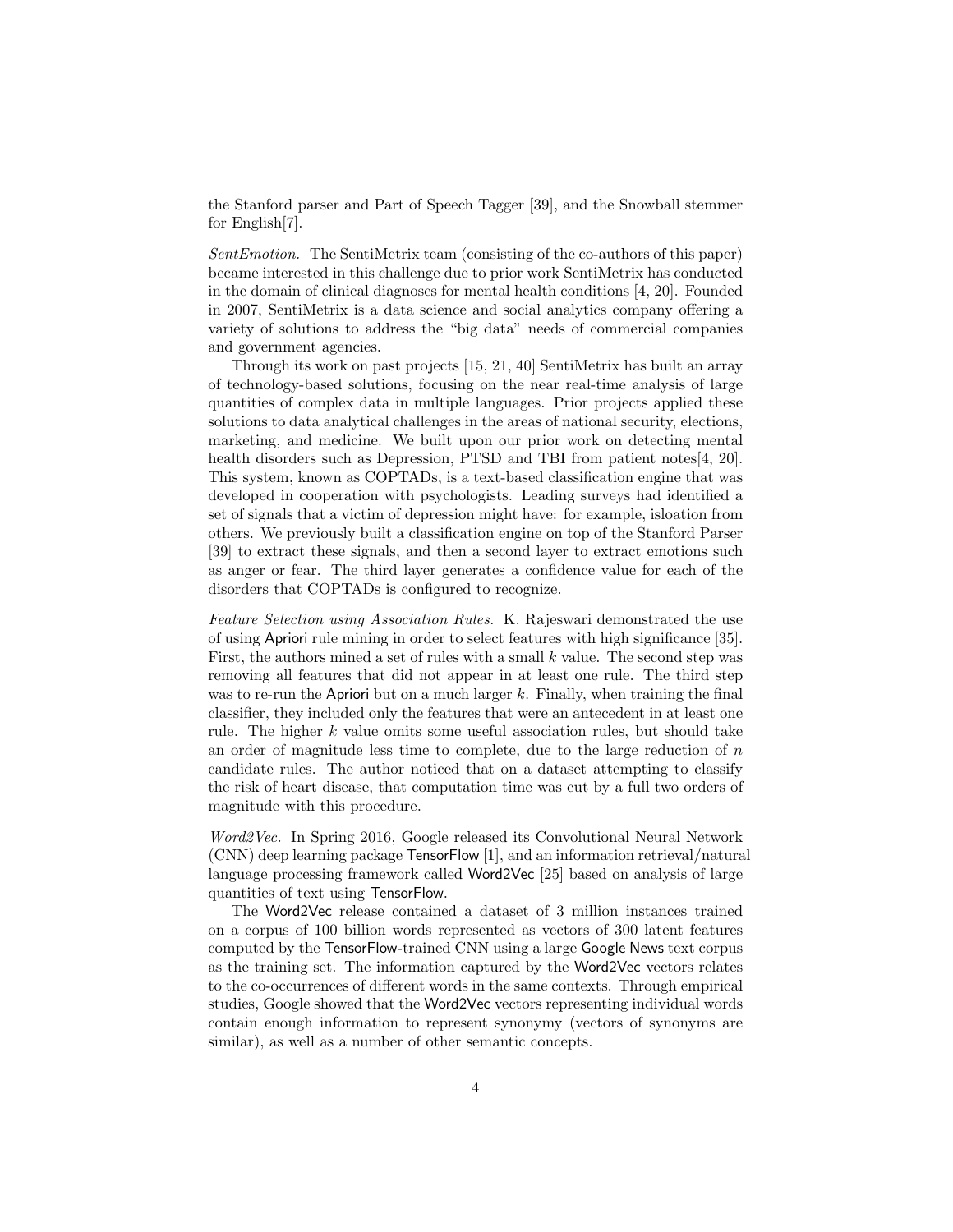the Stanford parser and Part of Speech Tagger [39], and the Snowball stemmer for English[7].

*SentEmotion.* The SentiMetrix team (consisting of the co-authors of this paper) became interested in this challenge due to prior work SentiMetrix has conducted in the domain of clinical diagnoses for mental health conditions [4, 20]. Founded in 2007, SentiMetrix is a data science and social analytics company offering a variety of solutions to address the "big data" needs of commercial companies and government agencies.

Through its work on past projects [15, 21, 40] SentiMetrix has built an array of technology-based solutions, focusing on the near real-time analysis of large quantities of complex data in multiple languages. Prior projects applied these solutions to data analytical challenges in the areas of national security, elections, marketing, and medicine. We built upon our prior work on detecting mental health disorders such as Depression, PTSD and TBI from patient notes[4, 20]. This system, known as COPTADs, is a text-based classification engine that was developed in cooperation with psychologists. Leading surveys had identified a set of signals that a victim of depression might have: for example, isloation from others. We previously built a classification engine on top of the Stanford Parser [39] to extract these signals, and then a second layer to extract emotions such as anger or fear. The third layer generates a confidence value for each of the disorders that COPTADs is configured to recognize.

*Feature Selection using Association Rules.* K. Rajeswari demonstrated the use of using Apriori rule mining in order to select features with high significance [35]. First, the authors mined a set of rules with a small $k$ value. The second step was removing all features that did not appear in at least one rule. The third step was to re-run the Apriori but on a much larger $k$. Finally, when training the final classifier, they included only the features that were an antecedent in at least one rule. The higher $k$ value omits some useful association rules, but should take an order of magnitude less time to complete, due to the large reduction of $n$ candidate rules. The author noticed that on a dataset attempting to classify the risk of heart disease, that computation time was cut by a full two orders of magnitude with this procedure.

*Word2Vec.* In Spring 2016, Google released its Convolutional Neural Network (CNN) deep learning package TensorFlow [1], and an information retrieval/natural language processing framework called Word2Vec [25] based on analysis of large quantities of text using TensorFlow.

The Word2Vec release contained a dataset of 3 million instances trained on a corpus of 100 billion words represented as vectors of 300 latent features computed by the TensorFlow-trained CNN using a large Google News text corpus as the training set. The information captured by the Word2Vec vectors relates to the co-occurrences of different words in the same contexts. Through empirical studies, Google showed that the Word2Vec vectors representing individual words contain enough information to represent synonymy (vectors of synonyms are similar), as well as a number of other semantic concepts.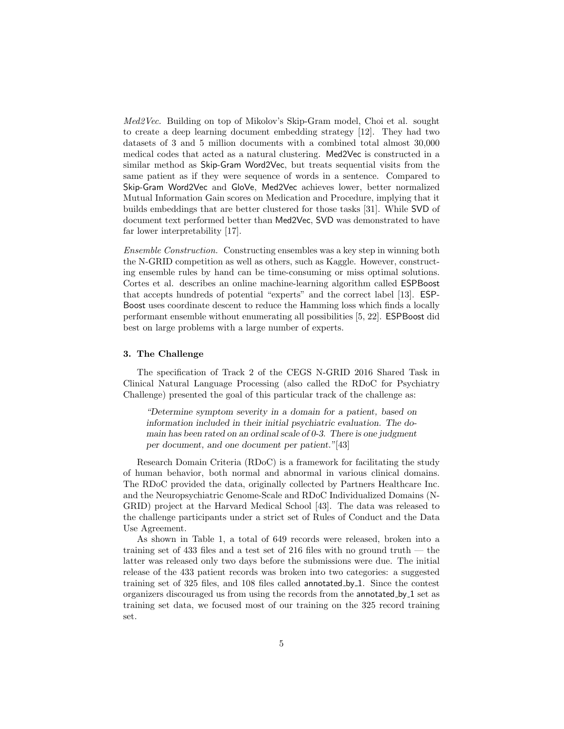*Med2Vec.* Building on top of Mikolov's Skip-Gram model, Choi et al. sought to create a deep learning document embedding strategy [12]. They had two datasets of 3 and 5 million documents with a combined total almost 30,000 medical codes that acted as a natural clustering. Med2Vec is constructed in a similar method as Skip-Gram Word2Vec, but treats sequential visits from the same patient as if they were sequence of words in a sentence. Compared to Skip-Gram Word2Vec and GloVe, Med2Vec achieves lower, better normalized Mutual Information Gain scores on Medication and Procedure, implying that it builds embeddings that are better clustered for those tasks [31]. While SVD of document text performed better than Med2Vec, SVD was demonstrated to have far lower interpretability [17].

*Ensemble Construction.* Constructing ensembles was a key step in winning both the N-GRID competition as well as others, such as Kaggle. However, constructing ensemble rules by hand can be time-consuming or miss optimal solutions. Cortes et al. describes an online machine-learning algorithm called ESPBoost that accepts hundreds of potential "experts" and the correct label [13]. ESPBoost uses coordinate descent to reduce the Hamming loss which finds a locally performant ensemble without enumerating all possibilities [5, 22]. ESPBoost did best on large problems with a large number of experts.

## 3. The Challenge

The specification of Track 2 of the CEGS N-GRID 2016 Shared Task in Clinical Natural Language Processing (also called the RDoC for Psychiatry Challenge) presented the goal of this particular track of the challenge as:

> *"Determine symptom severity in a domain for a patient, based on information included in their initial psychiatric evaluation. The domain has been rated on an ordinal scale of 0-3. There is one judgment per document, and one document per patient."*[43]

Research Domain Criteria (RDoC) is a framework for facilitating the study of human behavior, both normal and abnormal in various clinical domains. The RDoC provided the data, originally collected by Partners Healthcare Inc. and the Neuropsychiatric Genome-Scale and RDoC Individualized Domains (N-GRID) project at the Harvard Medical School [43]. The data was released to the challenge participants under a strict set of Rules of Conduct and the Data Use Agreement.

As shown in Table 1, a total of 649 records were released, broken into a training set of 433 files and a test set of 216 files with no ground truth — the latter was released only two days before the submissions were due. The initial release of the 433 patient records was broken into two categories: a suggested training set of 325 files, and 108 files called annotated_by_1. Since the contest organizers discouraged us from using the records from the annotated_by_1 set as training set data, we focused most of our training on the 325 record training set.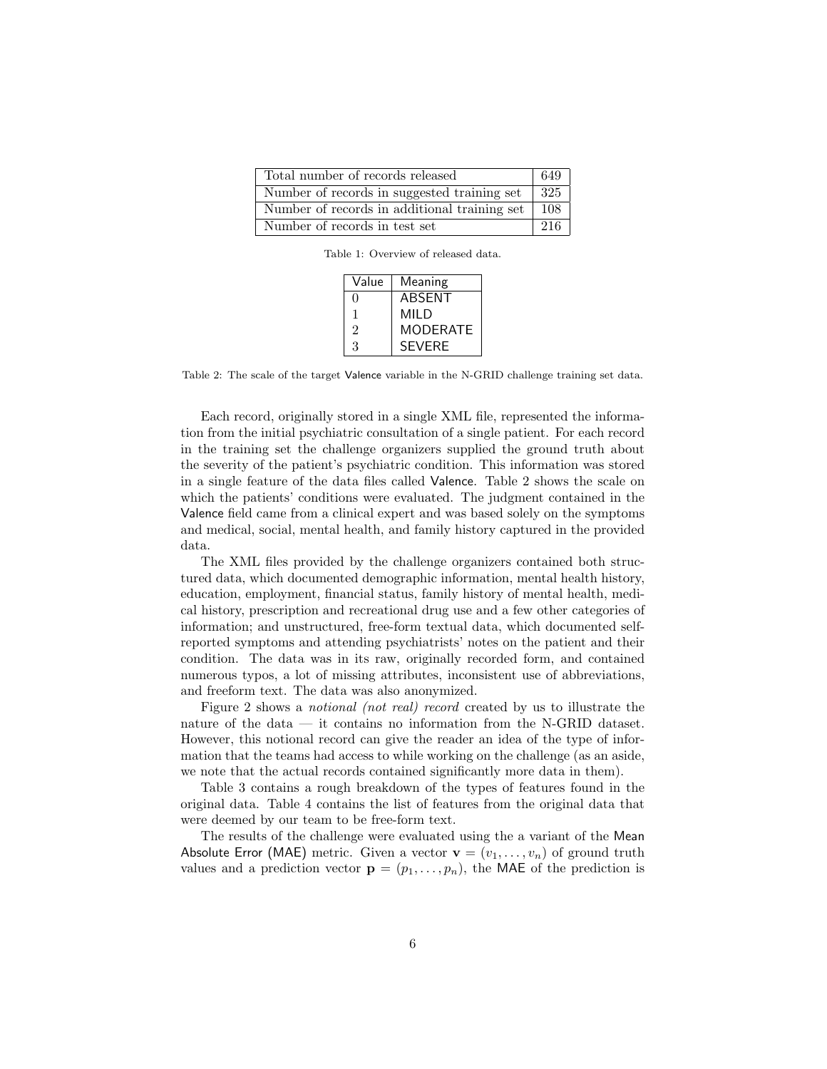| Total number of records released | 649 |
|---|---|
| Number of records in suggested training set | 325 |
| Number of records in additional training set | 108 |
| Number of records in test set | 216 |

Table 1: Overview of released data.

| Value | Meaning |
|---|---|
| 0 | ABSENT |
| 1 | MILD |
| 2 | MODERATE |
| 3 | SEVERE |

Table 2: The scale of the target Valence variable in the N-GRID challenge training set data.

Each record, originally stored in a single XML file, represented the information from the initial psychiatric consultation of a single patient. For each record in the training set the challenge organizers supplied the ground truth about the severity of the patient's psychiatric condition. This information was stored in a single feature of the data files called Valence. Table 2 shows the scale on which the patients' conditions were evaluated. The judgment contained in the Valence field came from a clinical expert and was based solely on the symptoms and medical, social, mental health, and family history captured in the provided data.

The XML files provided by the challenge organizers contained both structured data, which documented demographic information, mental health history, education, employment, financial status, family history of mental health, medical history, prescription and recreational drug use and a few other categories of information; and unstructured, free-form textual data, which documented self-reported symptoms and attending psychiatrists' notes on the patient and their condition. The data was in its raw, originally recorded form, and contained numerous typos, a lot of missing attributes, inconsistent use of abbreviations, and freeform text. The data was also anonymized.

Figure 2 shows a *notional (not real) record* created by us to illustrate the nature of the data — it contains no information from the N-GRID dataset. However, this notional record can give the reader an idea of the type of information that the teams had access to while working on the challenge (as an aside, we note that the actual records contained significantly more data in them).

Table 3 contains a rough breakdown of the types of features found in the original data. Table 4 contains the list of features from the original data that were deemed by our team to be free-form text.

The results of the challenge were evaluated using the a variant of the Mean Absolute Error (MAE) metric. Given a vector $\mathbf{v} = (v_1, \ldots, v_n)$ of ground truth values and a prediction vector $\mathbf{p} = (p_1, \ldots, p_n)$, the MAE of the prediction is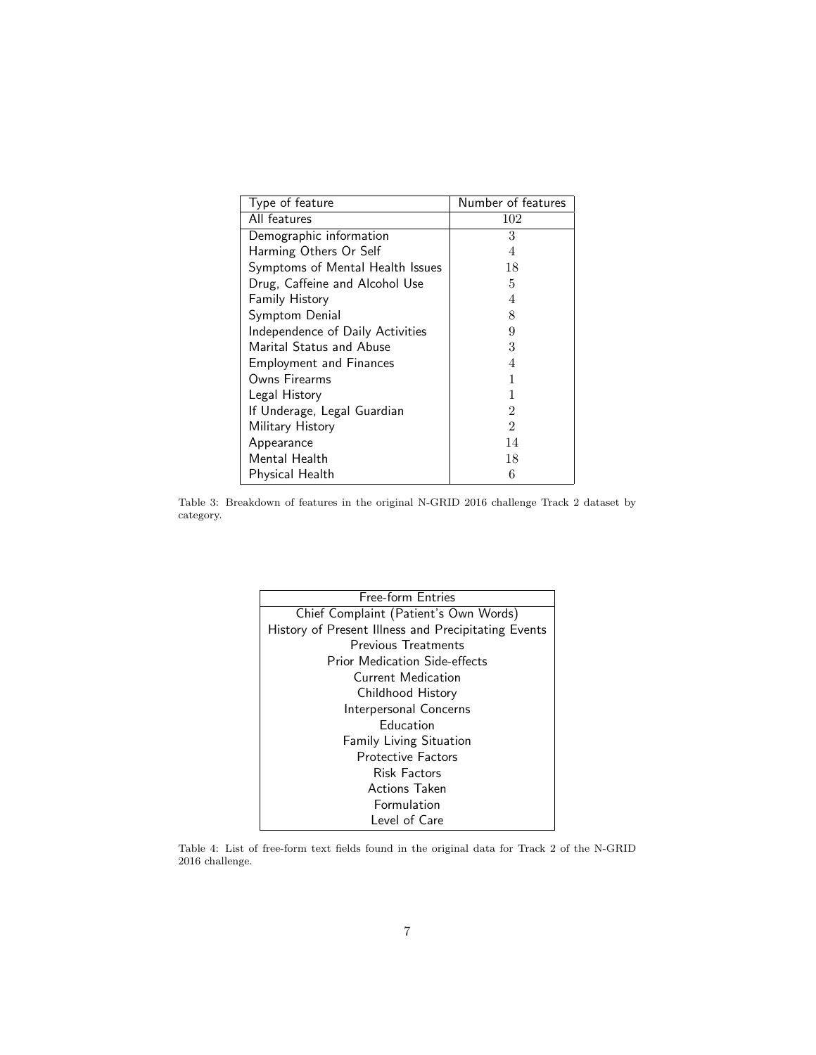| Type of feature | Number of features |
| --- | --- |
| All features | 102 |
| Demographic information | 3 |
| Harming Others Or Self | 4 |
| Symptoms of Mental Health Issues | 18 |
| Drug, Caffeine and Alcohol Use | 5 |
| Family History | 4 |
| Symptom Denial | 8 |
| Independence of Daily Activities | 9 |
| Marital Status and Abuse | 3 |
| Employment and Finances | 4 |
| Owns Firearms | 1 |
| Legal History | 1 |
| If Underage, Legal Guardian | 2 |
| Military History | 2 |
| Appearance | 14 |
| Mental Health | 18 |
| Physical Health | 6 |

Table 3: Breakdown of features in the original N-GRID 2016 challenge Track 2 dataset by category.

| Free-form Entries |
| --- |
| Chief Complaint (Patient's Own Words) |
| History of Present Illness and Precipitating Events |
| Previous Treatments |
| Prior Medication Side-effects |
| Current Medication |
| Childhood History |
| Interpersonal Concerns |
| Education |
| Family Living Situation |
| Protective Factors |
| Risk Factors |
| Actions Taken |
| Formulation |
| Level of Care |

Table 4: List of free-form text fields found in the original data for Track 2 of the N-GRID 2016 challenge.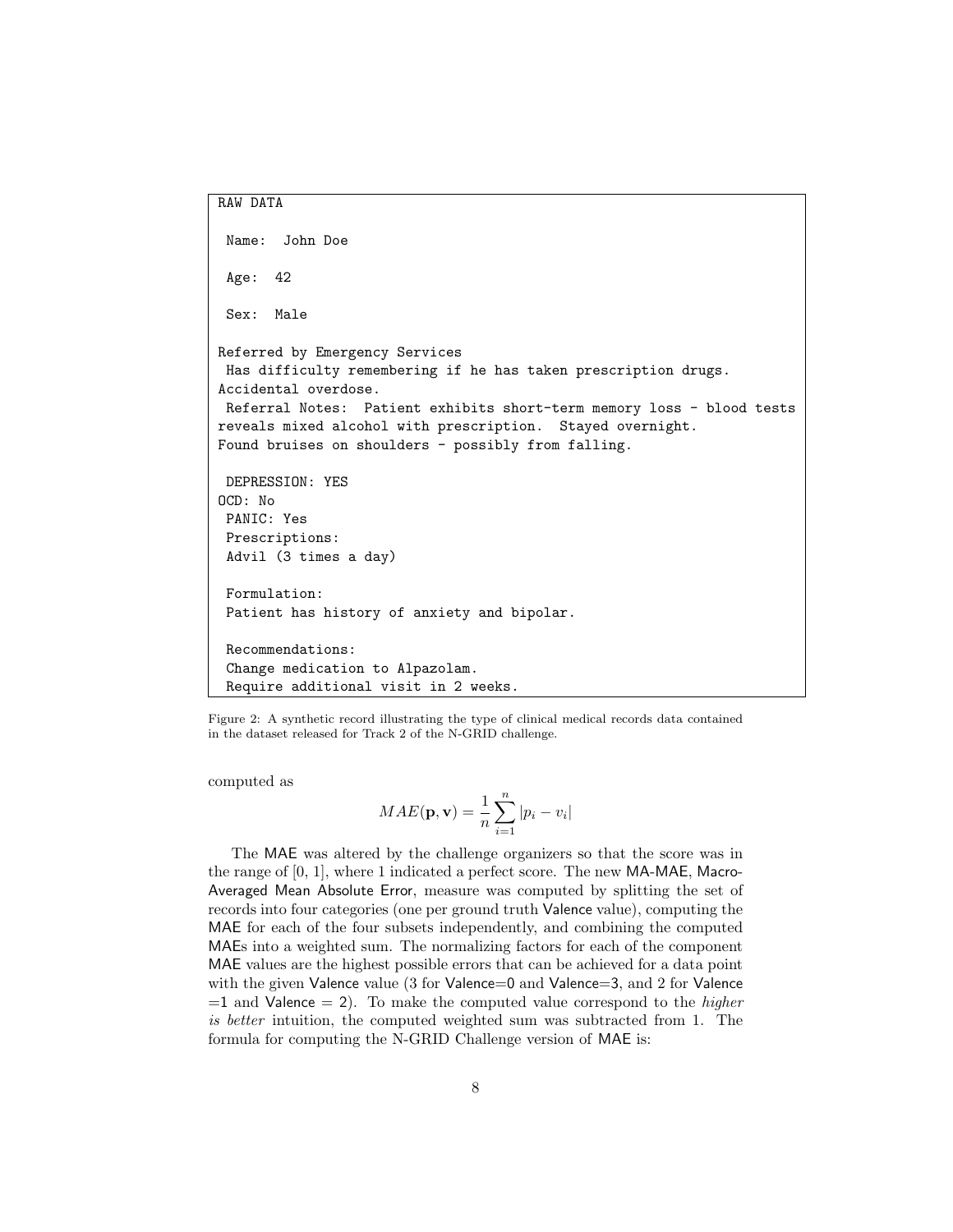```
RAW DATA

 Name:  John Doe

 Age:  42

 Sex:  Male

Referred by Emergency Services
 Has difficulty remembering if he has taken prescription drugs.
Accidental overdose.
 Referral Notes:  Patient exhibits short-term memory loss - blood tests
reveals mixed alcohol with prescription.  Stayed overnight.
Found bruises on shoulders - possibly from falling.

 DEPRESSION: YES
OCD: No
 PANIC: Yes
 Prescriptions:
 Advil (3 times a day)

 Formulation:
 Patient has history of anxiety and bipolar.

 Recommendations:
 Change medication to Alpazolam.
 Require additional visit in 2 weeks.
```

Figure 2: A synthetic record illustrating the type of clinical medical records data contained in the dataset released for Track 2 of the N-GRID challenge.

computed as

$$MAE(\mathbf{p}, \mathbf{v}) = \frac{1}{n} \sum_{i=1}^{n} |p_i - v_i|$$

The MAE was altered by the challenge organizers so that the score was in the range of [0, 1], where 1 indicated a perfect score. The new MA-MAE, Macro-Averaged Mean Absolute Error, measure was computed by splitting the set of records into four categories (one per ground truth Valence value), computing the MAE for each of the four subsets independently, and combining the computed MAEs into a weighted sum. The normalizing factors for each of the component MAE values are the highest possible errors that can be achieved for a data point with the given Valence value (3 for Valence=0 and Valence=3, and 2 for Valence =1 and Valence = 2). To make the computed value correspond to the *higher is better* intuition, the computed weighted sum was subtracted from 1. The formula for computing the N-GRID Challenge version of MAE is: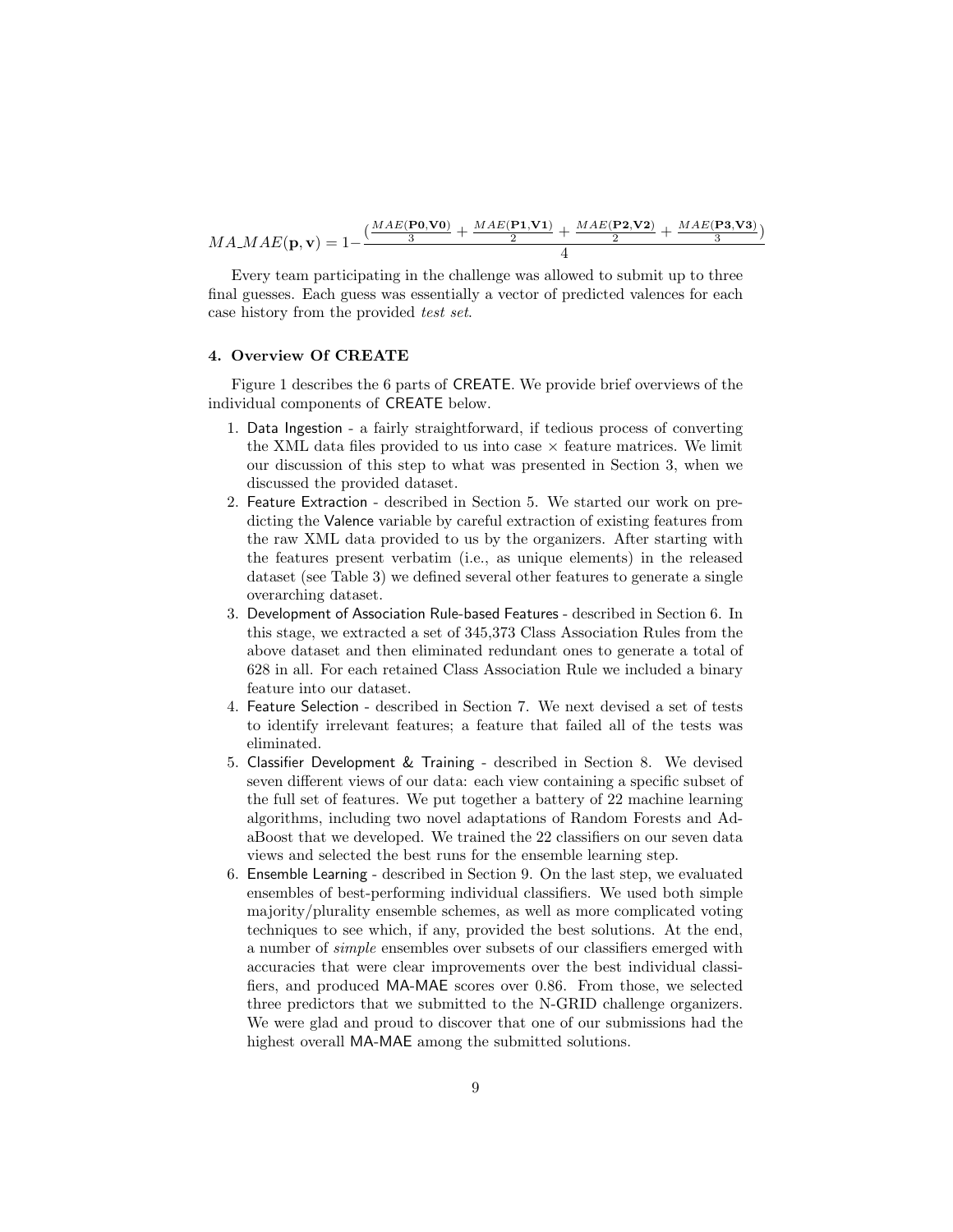$$MA\_MAE(\mathbf{p}, \mathbf{v}) = 1 - \frac{(\frac{MAE(\mathbf{P0},\mathbf{V0})}{3} + \frac{MAE(\mathbf{P1},\mathbf{V1})}{2} + \frac{MAE(\mathbf{P2},\mathbf{V2})}{2} + \frac{MAE(\mathbf{P3},\mathbf{V3})}{3})}{4}$$

Every team participating in the challenge was allowed to submit up to three final guesses. Each guess was essentially a vector of predicted valences for each case history from the provided *test set*.

### 4. Overview Of CREATE

Figure 1 describes the 6 parts of CREATE. We provide brief overviews of the individual components of CREATE below.

1. Data Ingestion - a fairly straightforward, if tedious process of converting the XML data files provided to us into case × feature matrices. We limit our discussion of this step to what was presented in Section 3, when we discussed the provided dataset.
2. Feature Extraction - described in Section 5. We started our work on predicting the Valence variable by careful extraction of existing features from the raw XML data provided to us by the organizers. After starting with the features present verbatim (i.e., as unique elements) in the released dataset (see Table 3) we defined several other features to generate a single overarching dataset.
3. Development of Association Rule-based Features - described in Section 6. In this stage, we extracted a set of 345,373 Class Association Rules from the above dataset and then eliminated redundant ones to generate a total of 628 in all. For each retained Class Association Rule we included a binary feature into our dataset.
4. Feature Selection - described in Section 7. We next devised a set of tests to identify irrelevant features; a feature that failed all of the tests was eliminated.
5. Classifier Development & Training - described in Section 8. We devised seven different views of our data: each view containing a specific subset of the full set of features. We put together a battery of 22 machine learning algorithms, including two novel adaptations of Random Forests and AdaBoost that we developed. We trained the 22 classifiers on our seven data views and selected the best runs for the ensemble learning step.
6. Ensemble Learning - described in Section 9. On the last step, we evaluated ensembles of best-performing individual classifiers. We used both simple majority/plurality ensemble schemes, as well as more complicated voting techniques to see which, if any, provided the best solutions. At the end, a number of *simple* ensembles over subsets of our classifiers emerged with accuracies that were clear improvements over the best individual classifiers, and produced MA-MAE scores over 0.86. From those, we selected three predictors that we submitted to the N-GRID challenge organizers. We were glad and proud to discover that one of our submissions had the highest overall MA-MAE among the submitted solutions.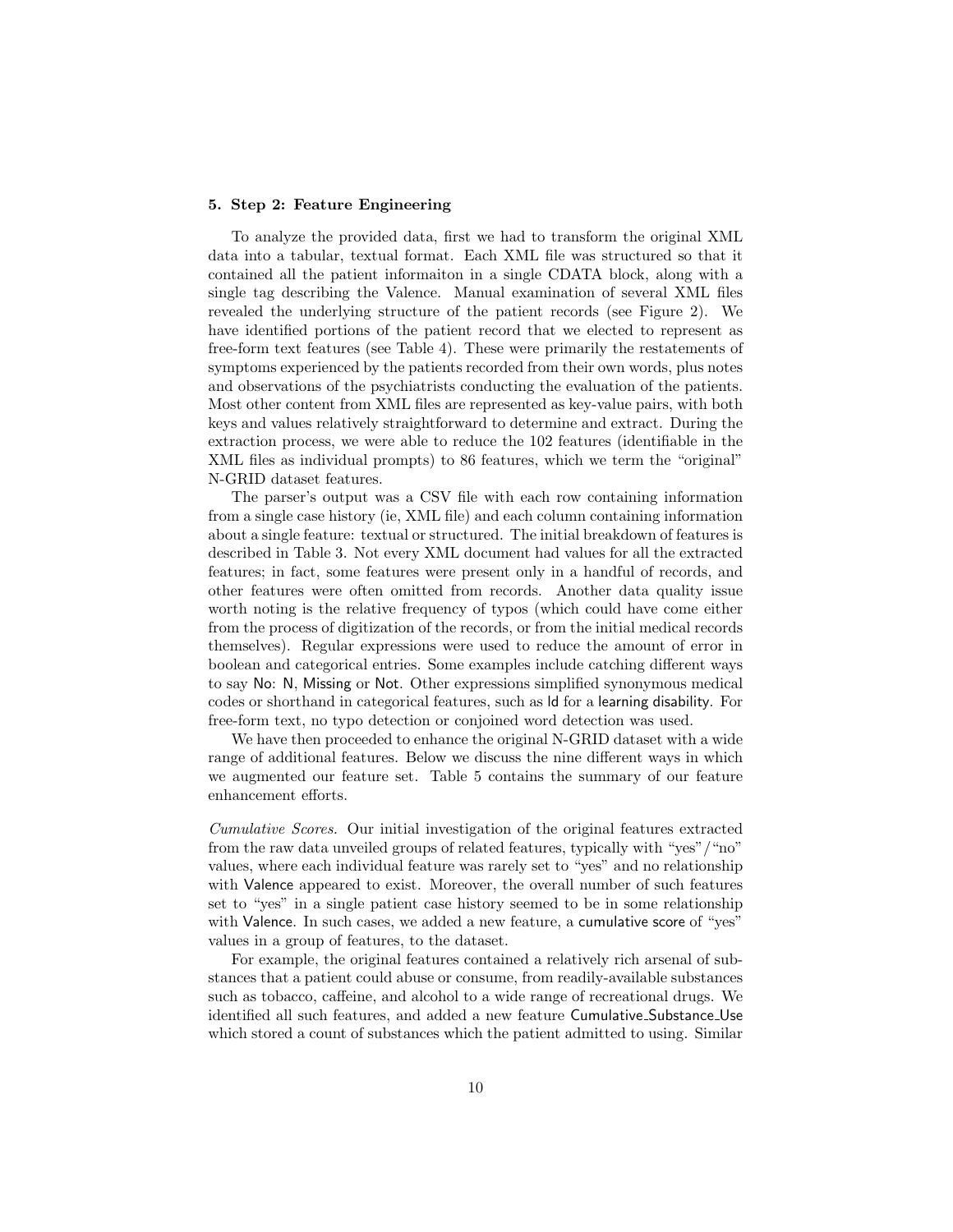### 5. Step 2: Feature Engineering

To analyze the provided data, first we had to transform the original XML data into a tabular, textual format. Each XML file was structured so that it contained all the patient informaiton in a single CDATA block, along with a single tag describing the Valence. Manual examination of several XML files revealed the underlying structure of the patient records (see Figure 2). We have identified portions of the patient record that we elected to represent as free-form text features (see Table 4). These were primarily the restatements of symptoms experienced by the patients recorded from their own words, plus notes and observations of the psychiatrists conducting the evaluation of the patients. Most other content from XML files are represented as key-value pairs, with both keys and values relatively straightforward to determine and extract. During the extraction process, we were able to reduce the 102 features (identifiable in the XML files as individual prompts) to 86 features, which we term the "original" N-GRID dataset features.

The parser's output was a CSV file with each row containing information from a single case history (ie, XML file) and each column containing information about a single feature: textual or structured. The initial breakdown of features is described in Table 3. Not every XML document had values for all the extracted features; in fact, some features were present only in a handful of records, and other features were often omitted from records. Another data quality issue worth noting is the relative frequency of typos (which could have come either from the process of digitization of the records, or from the initial medical records themselves). Regular expressions were used to reduce the amount of error in boolean and categorical entries. Some examples include catching different ways to say No: N, Missing or Not. Other expressions simplified synonymous medical codes or shorthand in categorical features, such as ld for a learning disability. For free-form text, no typo detection or conjoined word detection was used.

We have then proceeded to enhance the original N-GRID dataset with a wide range of additional features. Below we discuss the nine different ways in which we augmented our feature set. Table 5 contains the summary of our feature enhancement efforts.

*Cumulative Scores.* Our initial investigation of the original features extracted from the raw data unveiled groups of related features, typically with "yes"/"no" values, where each individual feature was rarely set to "yes" and no relationship with Valence appeared to exist. Moreover, the overall number of such features set to "yes" in a single patient case history seemed to be in some relationship with Valence. In such cases, we added a new feature, a cumulative score of "yes" values in a group of features, to the dataset.

For example, the original features contained a relatively rich arsenal of substances that a patient could abuse or consume, from readily-available substances such as tobacco, caffeine, and alcohol to a wide range of recreational drugs. We identified all such features, and added a new feature Cumulative_Substance_Use which stored a count of substances which the patient admitted to using. Similar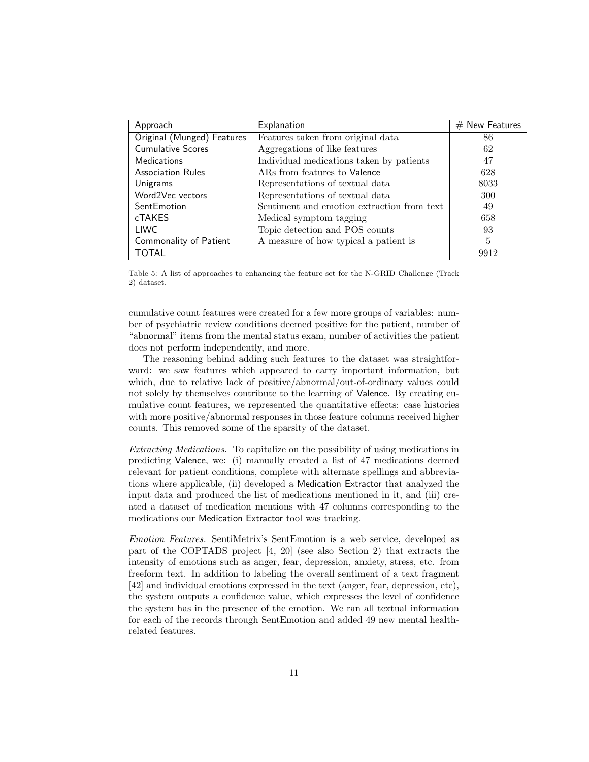| Approach | Explanation | # New Features |
|---|---|---|
| Original (Munged) Features | Features taken from original data | 86 |
| Cumulative Scores | Aggregations of like features | 62 |
| Medications | Individual medications taken by patients | 47 |
| Association Rules | ARs from features to Valence | 628 |
| Unigrams | Representations of textual data | 8033 |
| Word2Vec vectors | Representations of textual data | 300 |
| SentEmotion | Sentiment and emotion extraction from text | 49 |
| cTAKES | Medical symptom tagging | 658 |
| LIWC | Topic detection and POS counts | 93 |
| Commonality of Patient | A measure of how typical a patient is | 5 |
| TOTAL | | 9912 |

Table 5: A list of approaches to enhancing the feature set for the N-GRID Challenge (Track 2) dataset.

cumulative count features were created for a few more groups of variables: number of psychiatric review conditions deemed positive for the patient, number of "abnormal" items from the mental status exam, number of activities the patient does not perform independently, and more.

The reasoning behind adding such features to the dataset was straightforward: we saw features which appeared to carry important information, but which, due to relative lack of positive/abnormal/out-of-ordinary values could not solely by themselves contribute to the learning of Valence. By creating cumulative count features, we represented the quantitative effects: case histories with more positive/abnormal responses in those feature columns received higher counts. This removed some of the sparsity of the dataset.

*Extracting Medications.* To capitalize on the possibility of using medications in predicting Valence, we: (i) manually created a list of 47 medications deemed relevant for patient conditions, complete with alternate spellings and abbreviations where applicable, (ii) developed a Medication Extractor that analyzed the input data and produced the list of medications mentioned in it, and (iii) created a dataset of medication mentions with 47 columns corresponding to the medications our Medication Extractor tool was tracking.

*Emotion Features.* SentiMetrix's SentEmotion is a web service, developed as part of the COPTADS project [4, 20] (see also Section 2) that extracts the intensity of emotions such as anger, fear, depression, anxiety, stress, etc. from freeform text. In addition to labeling the overall sentiment of a text fragment [42] and individual emotions expressed in the text (anger, fear, depression, etc), the system outputs a confidence value, which expresses the level of confidence the system has in the presence of the emotion. We ran all textual information for each of the records through SentEmotion and added 49 new mental health-related features.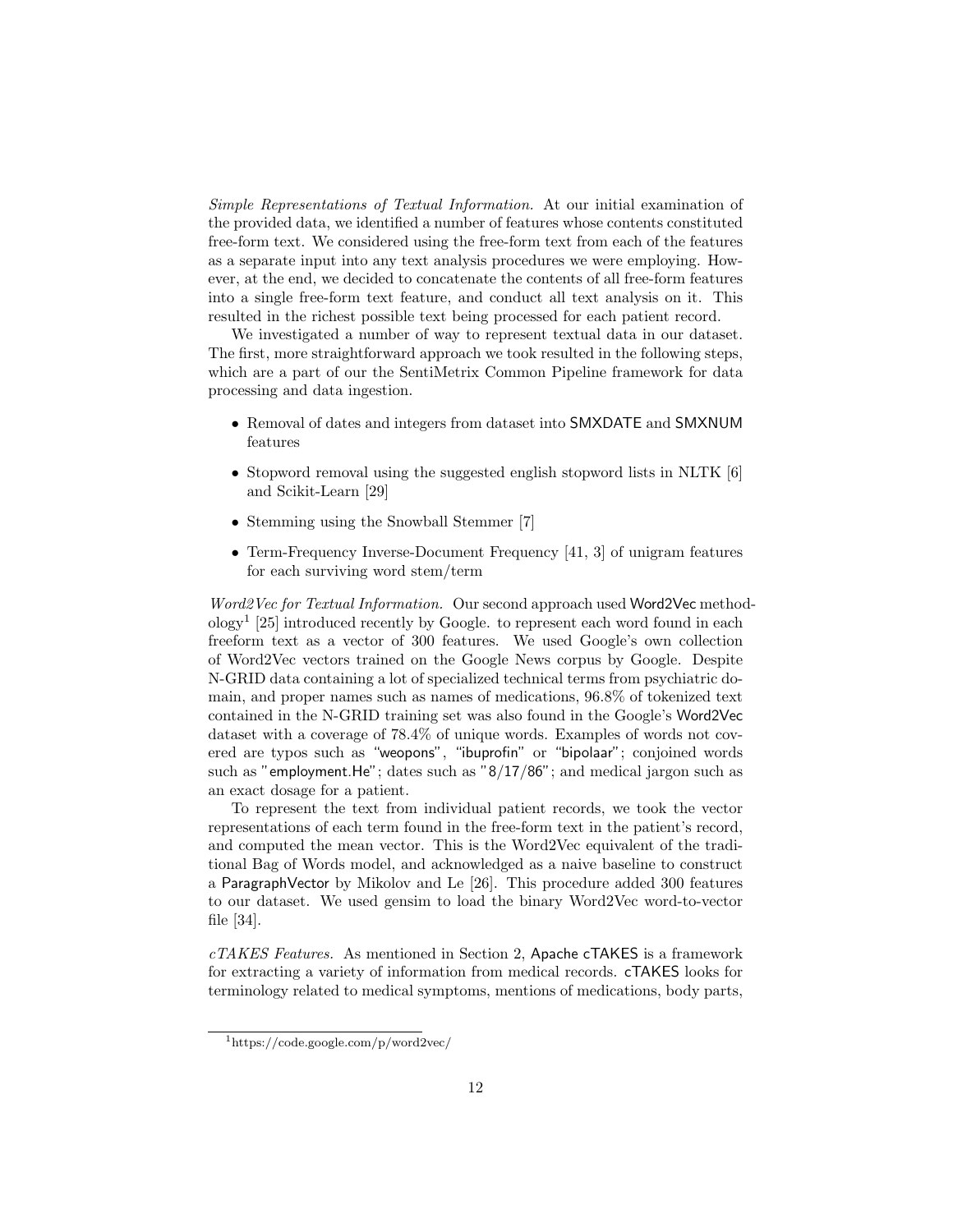*Simple Representations of Textual Information.* At our initial examination of the provided data, we identified a number of features whose contents constituted free-form text. We considered using the free-form text from each of the features as a separate input into any text analysis procedures we were employing. However, at the end, we decided to concatenate the contents of all free-form features into a single free-form text feature, and conduct all text analysis on it. This resulted in the richest possible text being processed for each patient record.

We investigated a number of way to represent textual data in our dataset. The first, more straightforward approach we took resulted in the following steps, which are a part of our the SentiMetrix Common Pipeline framework for data processing and data ingestion.

- Removal of dates and integers from dataset into SMXDATE and SMXNUM features
- Stopword removal using the suggested english stopword lists in NLTK [6] and Scikit-Learn [29]
- Stemming using the Snowball Stemmer [7]
- Term-Frequency Inverse-Document Frequency [41, 3] of unigram features for each surviving word stem/term

*Word2Vec for Textual Information.* Our second approach used Word2Vec methodology[1] [25] introduced recently by Google. to represent each word found in each freeform text as a vector of 300 features. We used Google's own collection of Word2Vec vectors trained on the Google News corpus by Google. Despite N-GRID data containing a lot of specialized technical terms from psychiatric domain, and proper names such as names of medications, 96.8% of tokenized text contained in the N-GRID training set was also found in the Google's Word2Vec dataset with a coverage of 78.4% of unique words. Examples of words not covered are typos such as "weopons", "ibuprofin" or "bipolaar"; conjoined words such as "employment.He"; dates such as "8/17/86"; and medical jargon such as an exact dosage for a patient.

To represent the text from individual patient records, we took the vector representations of each term found in the free-form text in the patient's record, and computed the mean vector. This is the Word2Vec equivalent of the traditional Bag of Words model, and acknowledged as a naive baseline to construct a ParagraphVector by Mikolov and Le [26]. This procedure added 300 features to our dataset. We used gensim to load the binary Word2Vec word-to-vector file [34].

*cTAKES Features.* As mentioned in Section 2, Apache cTAKES is a framework for extracting a variety of information from medical records. cTAKES looks for terminology related to medical symptoms, mentions of medications, body parts,

[1] https://code.google.com/p/word2vec/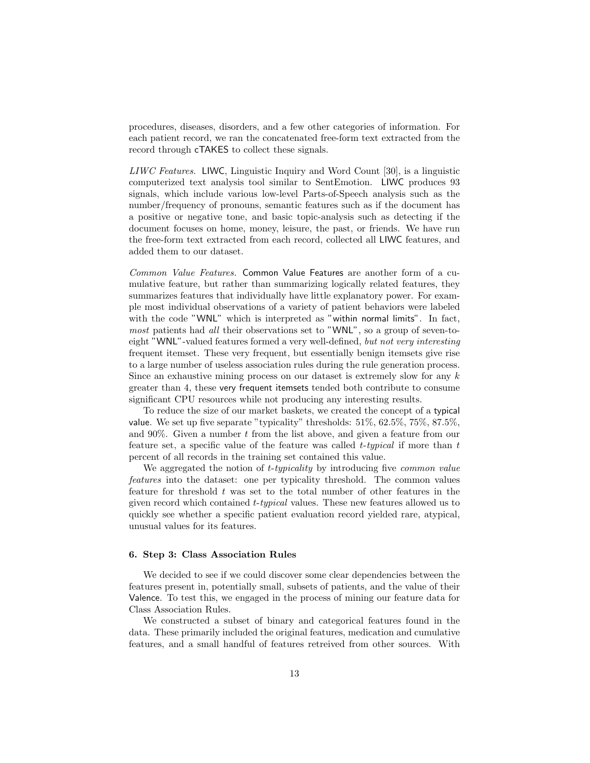procedures, diseases, disorders, and a few other categories of information. For each patient record, we ran the concatenated free-form text extracted from the record through cTAKES to collect these signals.

*LIWC Features.* LIWC, Linguistic Inquiry and Word Count [30], is a linguistic computerized text analysis tool similar to SentEmotion. LIWC produces 93 signals, which include various low-level Parts-of-Speech analysis such as the number/frequency of pronouns, semantic features such as if the document has a positive or negative tone, and basic topic-analysis such as detecting if the document focuses on home, money, leisure, the past, or friends. We have run the free-form text extracted from each record, collected all LIWC features, and added them to our dataset.

*Common Value Features.* Common Value Features are another form of a cumulative feature, but rather than summarizing logically related features, they summarizes features that individually have little explanatory power. For example most individual observations of a variety of patient behaviors were labeled with the code "WNL" which is interpreted as "within normal limits". In fact, *most* patients had *all* their observations set to "WNL", so a group of seven-to-eight "WNL"-valued features formed a very well-defined, *but not very interesting* frequent itemset. These very frequent, but essentially benign itemsets give rise to a large number of useless association rules during the rule generation process. Since an exhaustive mining process on our dataset is extremely slow for any $k$ greater than 4, these very frequent itemsets tended both contribute to consume significant CPU resources while not producing any interesting results.

To reduce the size of our market baskets, we created the concept of a typical value. We set up five separate "typicality" thresholds: 51%, 62.5%, 75%, 87.5%, and 90%. Given a number $t$ from the list above, and given a feature from our feature set, a specific value of the feature was called *t-typical* if more than $t$ percent of all records in the training set contained this value.

We aggregated the notion of *t-typicality* by introducing five *common value features* into the dataset: one per typicality threshold. The common values feature for threshold $t$ was set to the total number of other features in the given record which contained *t-typical* values. These new features allowed us to quickly see whether a specific patient evaluation record yielded rare, atypical, unusual values for its features.

## 6. Step 3: Class Association Rules

We decided to see if we could discover some clear dependencies between the features present in, potentially small, subsets of patients, and the value of their Valence. To test this, we engaged in the process of mining our feature data for Class Association Rules.

We constructed a subset of binary and categorical features found in the data. These primarily included the original features, medication and cumulative features, and a small handful of features retreived from other sources. With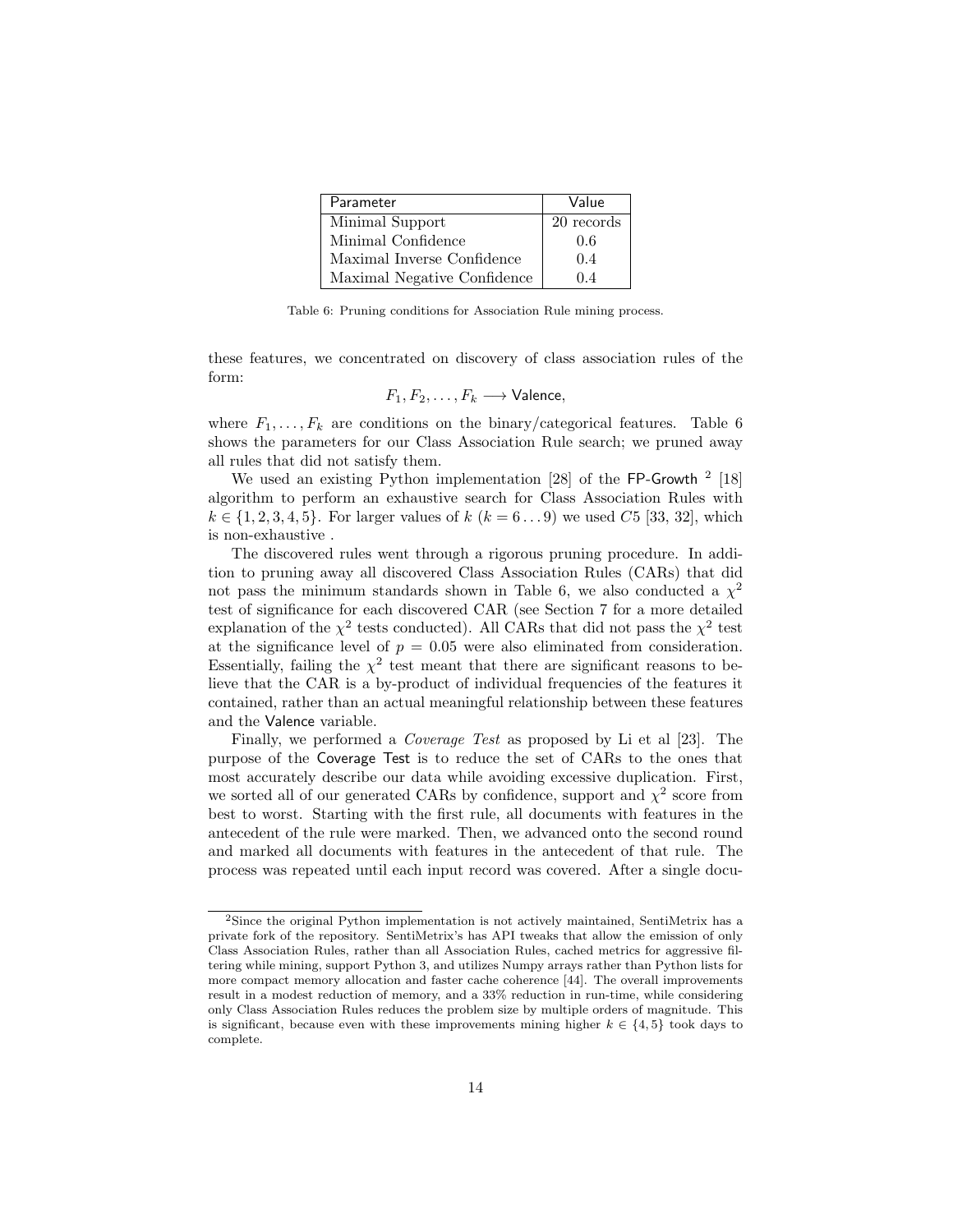| Parameter | Value |
| --- | --- |
| Minimal Support | 20 records |
| Minimal Confidence | 0.6 |
| Maximal Inverse Confidence | 0.4 |
| Maximal Negative Confidence | 0.4 |

Table 6: Pruning conditions for Association Rule mining process.

these features, we concentrated on discovery of class association rules of the form:

$$F_1, F_2, \ldots, F_k \longrightarrow \mathsf{Valence},$$

where $F_1, \ldots, F_k$ are conditions on the binary/categorical features. Table 6 shows the parameters for our Class Association Rule search; we pruned away all rules that did not satisfy them.

We used an existing Python implementation [28] of the FP-Growth [2] [18] algorithm to perform an exhaustive search for Class Association Rules with $k \in \{1, 2, 3, 4, 5\}$. For larger values of $k$ ($k = 6 \ldots 9$) we used $C5$ [33, 32], which is non-exhaustive .

The discovered rules went through a rigorous pruning procedure. In addition to pruning away all discovered Class Association Rules (CARs) that did not pass the minimum standards shown in Table 6, we also conducted a $\chi^2$ test of significance for each discovered CAR (see Section 7 for a more detailed explanation of the $\chi^2$ tests conducted). All CARs that did not pass the $\chi^2$ test at the significance level of $p = 0.05$ were also eliminated from consideration. Essentially, failing the $\chi^2$ test meant that there are significant reasons to believe that the CAR is a by-product of individual frequencies of the features it contained, rather than an actual meaningful relationship between these features and the Valence variable.

Finally, we performed a *Coverage Test* as proposed by Li et al [23]. The purpose of the Coverage Test is to reduce the set of CARs to the ones that most accurately describe our data while avoiding excessive duplication. First, we sorted all of our generated CARs by confidence, support and $\chi^2$ score from best to worst. Starting with the first rule, all documents with features in the antecedent of the rule were marked. Then, we advanced onto the second round and marked all documents with features in the antecedent of that rule. The process was repeated until each input record was covered. After a single docu-

[2] Since the original Python implementation is not actively maintained, SentiMetrix has a private fork of the repository. SentiMetrix's has API tweaks that allow the emission of only Class Association Rules, rather than all Association Rules, cached metrics for aggressive filtering while mining, support Python 3, and utilizes Numpy arrays rather than Python lists for more compact memory allocation and faster cache coherence [44]. The overall improvements result in a modest reduction of memory, and a 33% reduction in run-time, while considering only Class Association Rules reduces the problem size by multiple orders of magnitude. This is significant, because even with these improvements mining higher $k \in \{4, 5\}$ took days to complete.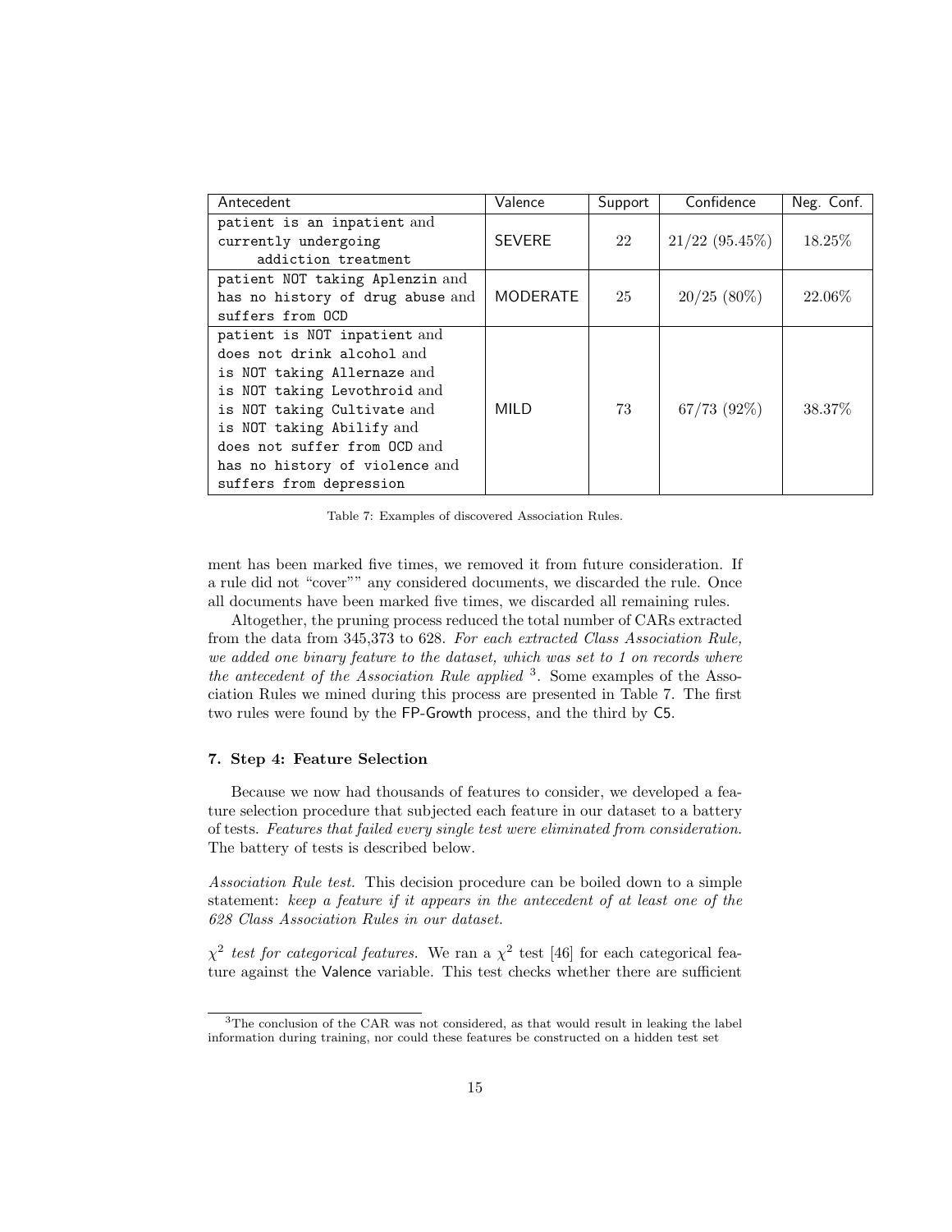| Antecedent | Valence | Support | Confidence | Neg. Conf. |
|---|---|---|---|---|
| `patient is an inpatient` and `currently undergoing addiction treatment` | SEVERE | 22 | 21/22 (95.45%) | 18.25% |
| `patient NOT taking Aplenzin` and `has no history of drug abuse` and `suffers from OCD` | MODERATE | 25 | 20/25 (80%) | 22.06% |
| `patient is NOT inpatient` and `does not drink alcohol` and `is NOT taking Allernaze` and `is NOT taking Levothroid` and `is NOT taking Cultivate` and `is NOT taking Abilify` and `does not suffer from OCD` and `has no history of violence` and `suffers from depression` | MILD | 73 | 67/73 (92%) | 38.37% |

Table 7: Examples of discovered Association Rules.

ment has been marked five times, we removed it from future consideration. If a rule did not "cover"" any considered documents, we discarded the rule. Once all documents have been marked five times, we discarded all remaining rules.

Altogether, the pruning process reduced the total number of CARs extracted from the data from 345,373 to 628. *For each extracted Class Association Rule, we added one binary feature to the dataset, which was set to 1 on records where the antecedent of the Association Rule applied* [3]. Some examples of the Association Rules we mined during this process are presented in Table 7. The first two rules were found by the FP-Growth process, and the third by C5.

### 7. Step 4: Feature Selection

Because we now had thousands of features to consider, we developed a feature selection procedure that subjected each feature in our dataset to a battery of tests. *Features that failed every single test were eliminated from consideration.* The battery of tests is described below.

*Association Rule test.* This decision procedure can be boiled down to a simple statement: *keep a feature if it appears in the antecedent of at least one of the 628 Class Association Rules in our dataset.*

*$\chi^2$ test for categorical features.* We ran a $\chi^2$ test [46] for each categorical feature against the Valence variable. This test checks whether there are sufficient

[3] The conclusion of the CAR was not considered, as that would result in leaking the label information during training, nor could these features be constructed on a hidden test set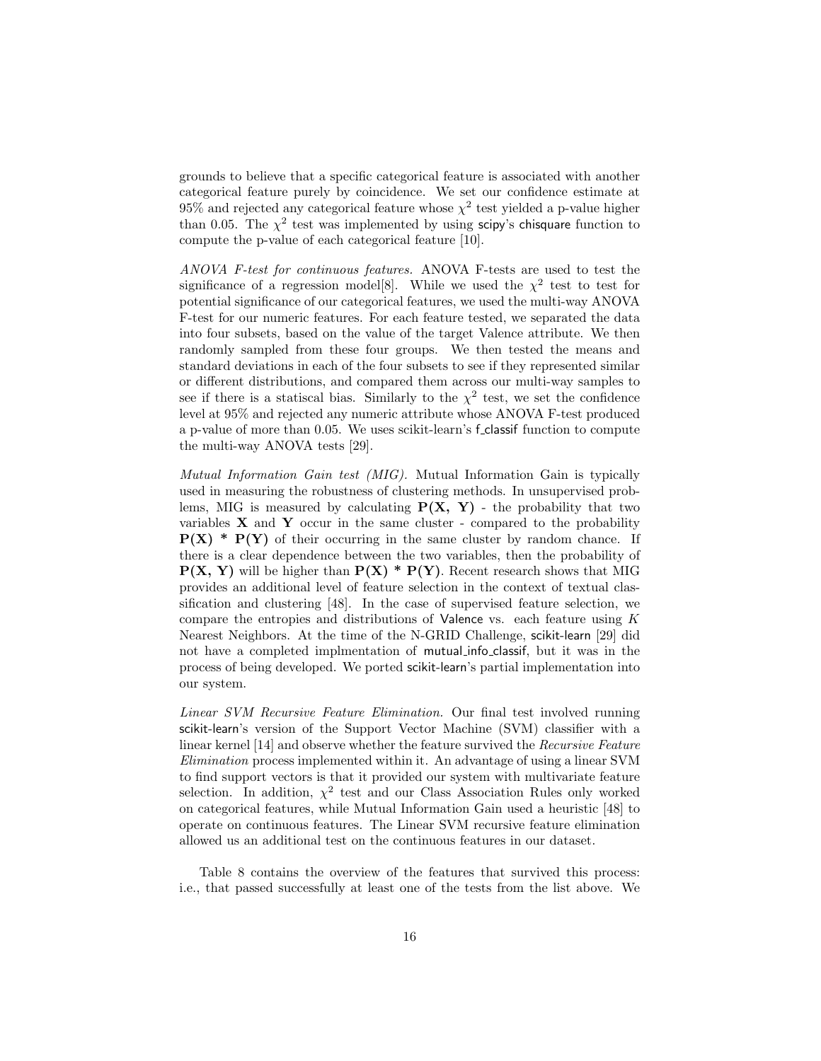grounds to believe that a specific categorical feature is associated with another categorical feature purely by coincidence. We set our confidence estimate at 95% and rejected any categorical feature whose $\chi^2$ test yielded a p-value higher than 0.05. The $\chi^2$ test was implemented by using scipy's chisquare function to compute the p-value of each categorical feature [10].

*ANOVA F-test for continuous features.* ANOVA F-tests are used to test the significance of a regression model[8]. While we used the $\chi^2$ test to test for potential significance of our categorical features, we used the multi-way ANOVA F-test for our numeric features. For each feature tested, we separated the data into four subsets, based on the value of the target Valence attribute. We then randomly sampled from these four groups. We then tested the means and standard deviations in each of the four subsets to see if they represented similar or different distributions, and compared them across our multi-way samples to see if there is a statiscal bias. Similarly to the $\chi^2$ test, we set the confidence level at 95% and rejected any numeric attribute whose ANOVA F-test produced a p-value of more than 0.05. We uses scikit-learn's f_classif function to compute the multi-way ANOVA tests [29].

*Mutual Information Gain test (MIG).* Mutual Information Gain is typically used in measuring the robustness of clustering methods. In unsupervised problems, MIG is measured by calculating $\mathbf{P(X, Y)}$ - the probability that two variables $\mathbf{X}$ and $\mathbf{Y}$ occur in the same cluster - compared to the probability $\mathbf{P(X)}$ * $\mathbf{P(Y)}$ of their occurring in the same cluster by random chance. If there is a clear dependence between the two variables, then the probability of $\mathbf{P(X, Y)}$ will be higher than $\mathbf{P(X)}$ * $\mathbf{P(Y)}$. Recent research shows that MIG provides an additional level of feature selection in the context of textual classification and clustering [48]. In the case of supervised feature selection, we compare the entropies and distributions of Valence vs. each feature using $K$ Nearest Neighbors. At the time of the N-GRID Challenge, scikit-learn [29] did not have a completed implmentation of mutual_info_classif, but it was in the process of being developed. We ported scikit-learn's partial implementation into our system.

*Linear SVM Recursive Feature Elimination.* Our final test involved running scikit-learn's version of the Support Vector Machine (SVM) classifier with a linear kernel [14] and observe whether the feature survived the *Recursive Feature Elimination* process implemented within it. An advantage of using a linear SVM to find support vectors is that it provided our system with multivariate feature selection. In addition, $\chi^2$ test and our Class Association Rules only worked on categorical features, while Mutual Information Gain used a heuristic [48] to operate on continuous features. The Linear SVM recursive feature elimination allowed us an additional test on the continuous features in our dataset.

Table 8 contains the overview of the features that survived this process: i.e., that passed successfully at least one of the tests from the list above. We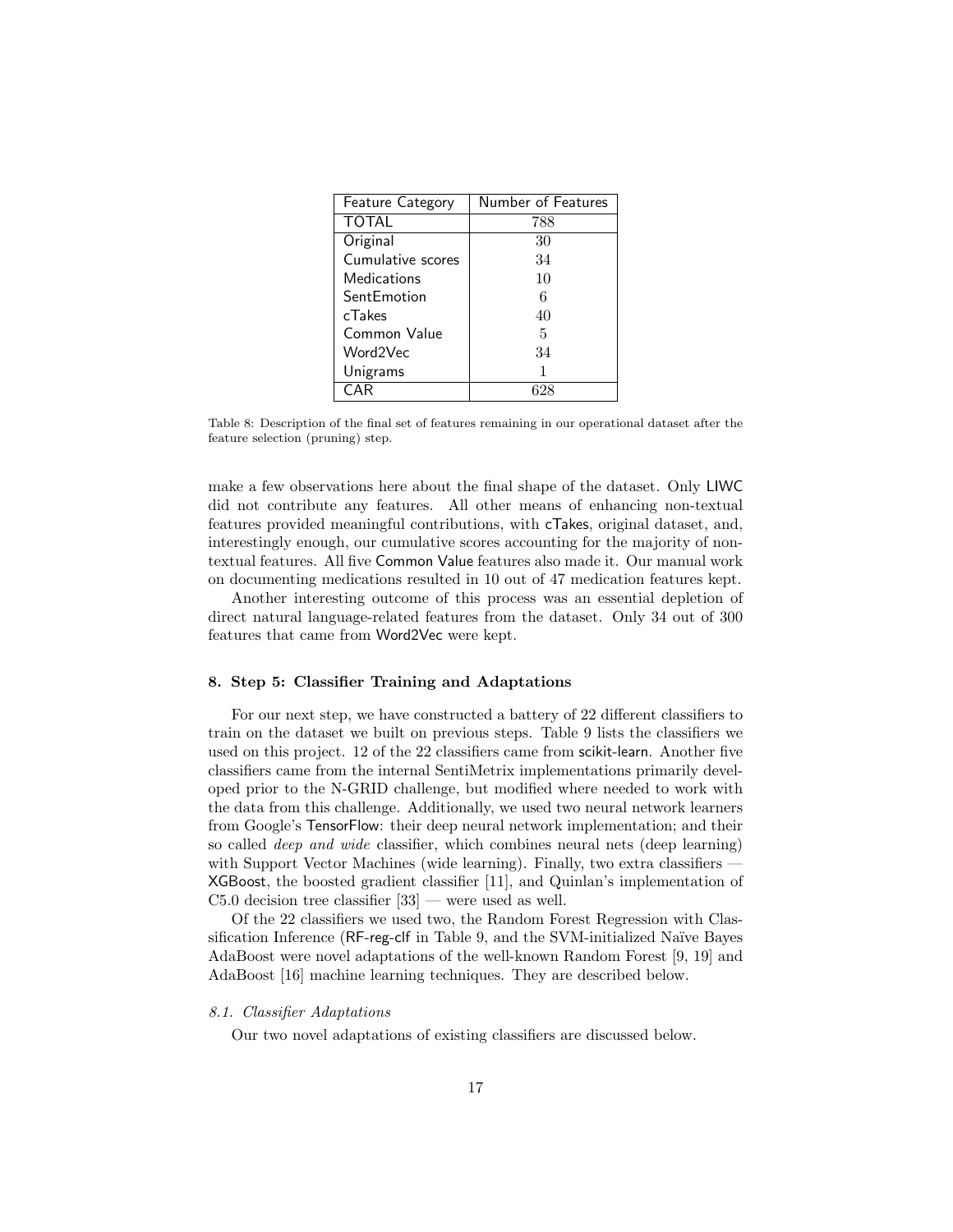| Feature Category | Number of Features |
|---|---|
| TOTAL | 788 |
| Original | 30 |
| Cumulative scores | 34 |
| Medications | 10 |
| SentEmotion | 6 |
| cTakes | 40 |
| Common Value | 5 |
| Word2Vec | 34 |
| Unigrams | 1 |
| CAR | 628 |

Table 8: Description of the final set of features remaining in our operational dataset after the feature selection (pruning) step.

make a few observations here about the final shape of the dataset. Only LIWC did not contribute any features. All other means of enhancing non-textual features provided meaningful contributions, with cTakes, original dataset, and, interestingly enough, our cumulative scores accounting for the majority of non-textual features. All five Common Value features also made it. Our manual work on documenting medications resulted in 10 out of 47 medication features kept.

Another interesting outcome of this process was an essential depletion of direct natural language-related features from the dataset. Only 34 out of 300 features that came from Word2Vec were kept.

## 8. Step 5: Classifier Training and Adaptations

For our next step, we have constructed a battery of 22 different classifiers to train on the dataset we built on previous steps. Table 9 lists the classifiers we used on this project. 12 of the 22 classifiers came from scikit-learn. Another five classifiers came from the internal SentiMetrix implementations primarily developed prior to the N-GRID challenge, but modified where needed to work with the data from this challenge. Additionally, we used two neural network learners from Google's TensorFlow: their deep neural network implementation; and their so called *deep and wide* classifier, which combines neural nets (deep learning) with Support Vector Machines (wide learning). Finally, two extra classifiers — XGBoost, the boosted gradient classifier [11], and Quinlan's implementation of C5.0 decision tree classifier [33] — were used as well.

Of the 22 classifiers we used two, the Random Forest Regression with Classification Inference (RF-reg-clf in Table 9, and the SVM-initialized Naïve Bayes AdaBoost were novel adaptations of the well-known Random Forest [9, 19] and AdaBoost [16] machine learning techniques. They are described below.

### *8.1. Classifier Adaptations*

Our two novel adaptations of existing classifiers are discussed below.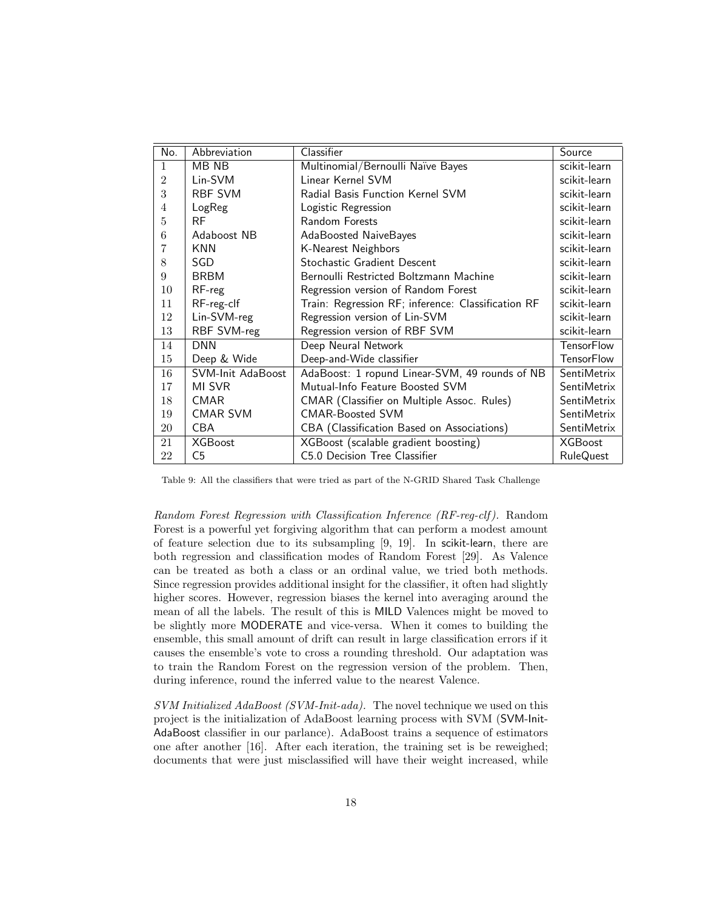| No. | Abbreviation | Classifier | Source |
|---|---|---|---|
| 1 | MB NB | Multinomial/Bernoulli Naïve Bayes | scikit-learn |
| 2 | Lin-SVM | Linear Kernel SVM | scikit-learn |
| 3 | RBF SVM | Radial Basis Function Kernel SVM | scikit-learn |
| 4 | LogReg | Logistic Regression | scikit-learn |
| 5 | RF | Random Forests | scikit-learn |
| 6 | Adaboost NB | AdaBoosted NaiveBayes | scikit-learn |
| 7 | KNN | K-Nearest Neighbors | scikit-learn |
| 8 | SGD | Stochastic Gradient Descent | scikit-learn |
| 9 | BRBM | Bernoulli Restricted Boltzmann Machine | scikit-learn |
| 10 | RF-reg | Regression version of Random Forest | scikit-learn |
| 11 | RF-reg-clf | Train: Regression RF; inference: Classification RF | scikit-learn |
| 12 | Lin-SVM-reg | Regression version of Lin-SVM | scikit-learn |
| 13 | RBF SVM-reg | Regression version of RBF SVM | scikit-learn |
| 14 | DNN | Deep Neural Network | TensorFlow |
| 15 | Deep & Wide | Deep-and-Wide classifier | TensorFlow |
| 16 | SVM-Init AdaBoost | AdaBoost: 1 ropund Linear-SVM, 49 rounds of NB | SentiMetrix |
| 17 | MI SVR | Mutual-Info Feature Boosted SVM | SentiMetrix |
| 18 | CMAR | CMAR (Classifier on Multiple Assoc. Rules) | SentiMetrix |
| 19 | CMAR SVM | CMAR-Boosted SVM | SentiMetrix |
| 20 | CBA | CBA (Classification Based on Associations) | SentiMetrix |
| 21 | XGBoost | XGBoost (scalable gradient boosting) | XGBoost |
| 22 | C5 | C5.0 Decision Tree Classifier | RuleQuest |

Table 9: All the classifiers that were tried as part of the N-GRID Shared Task Challenge

*Random Forest Regression with Classification Inference (RF-reg-clf).* Random Forest is a powerful yet forgiving algorithm that can perform a modest amount of feature selection due to its subsampling [9, 19]. In scikit-learn, there are both regression and classification modes of Random Forest [29]. As Valence can be treated as both a class or an ordinal value, we tried both methods. Since regression provides additional insight for the classifier, it often had slightly higher scores. However, regression biases the kernel into averaging around the mean of all the labels. The result of this is MILD Valences might be moved to be slightly more MODERATE and vice-versa. When it comes to building the ensemble, this small amount of drift can result in large classification errors if it causes the ensemble's vote to cross a rounding threshold. Our adaptation was to train the Random Forest on the regression version of the problem. Then, during inference, round the inferred value to the nearest Valence.

*SVM Initialized AdaBoost (SVM-Init-ada).* The novel technique we used on this project is the initialization of AdaBoost learning process with SVM (SVM-Init-AdaBoost classifier in our parlance). AdaBoost trains a sequence of estimators one after another [16]. After each iteration, the training set is be reweighed; documents that were just misclassified will have their weight increased, while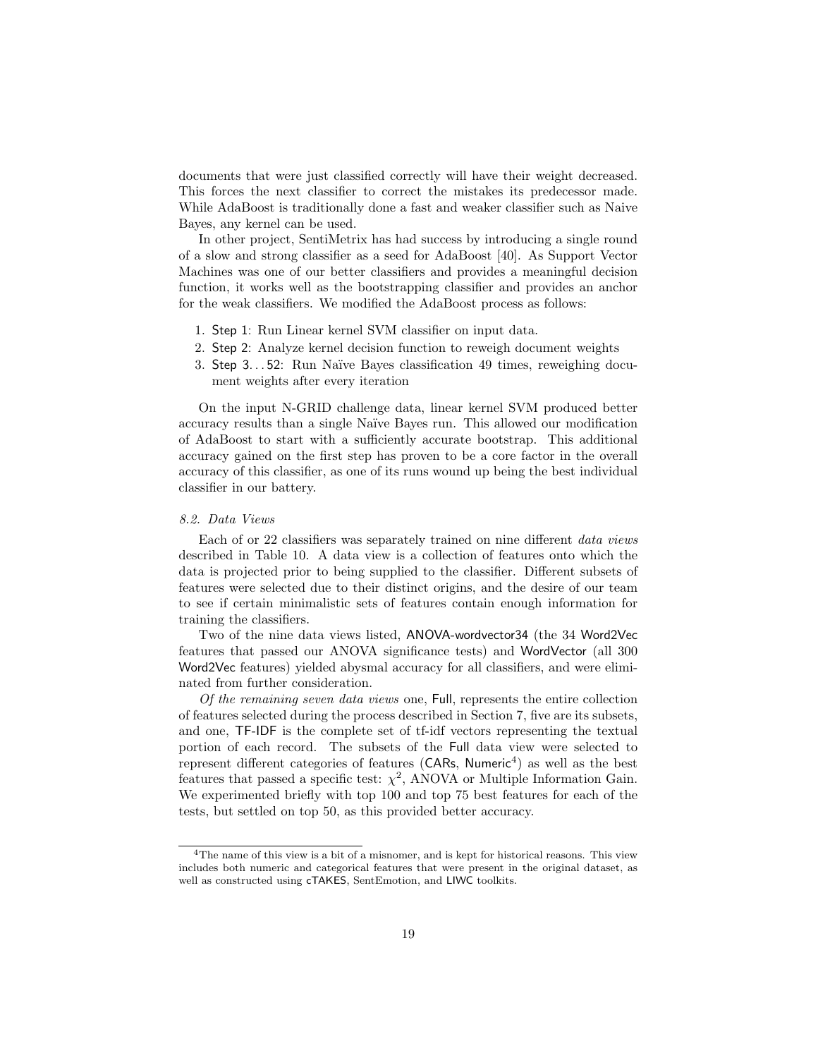documents that were just classified correctly will have their weight decreased. This forces the next classifier to correct the mistakes its predecessor made. While AdaBoost is traditionally done a fast and weaker classifier such as Naive Bayes, any kernel can be used.

In other project, SentiMetrix has had success by introducing a single round of a slow and strong classifier as a seed for AdaBoost [40]. As Support Vector Machines was one of our better classifiers and provides a meaningful decision function, it works well as the bootstrapping classifier and provides an anchor for the weak classifiers. We modified the AdaBoost process as follows:

1. Step 1: Run Linear kernel SVM classifier on input data.
2. Step 2: Analyze kernel decision function to reweigh document weights
3. Step 3. . . 52: Run Naïve Bayes classification 49 times, reweighing document weights after every iteration

On the input N-GRID challenge data, linear kernel SVM produced better accuracy results than a single Naïve Bayes run. This allowed our modification of AdaBoost to start with a sufficiently accurate bootstrap. This additional accuracy gained on the first step has proven to be a core factor in the overall accuracy of this classifier, as one of its runs wound up being the best individual classifier in our battery.

### *8.2. Data Views*

Each of or 22 classifiers was separately trained on nine different *data views* described in Table 10. A data view is a collection of features onto which the data is projected prior to being supplied to the classifier. Different subsets of features were selected due to their distinct origins, and the desire of our team to see if certain minimalistic sets of features contain enough information for training the classifiers.

Two of the nine data views listed, ANOVA-wordvector34 (the 34 Word2Vec features that passed our ANOVA significance tests) and WordVector (all 300 Word2Vec features) yielded abysmal accuracy for all classifiers, and were eliminated from further consideration.

*Of the remaining seven data views* one, Full, represents the entire collection of features selected during the process described in Section 7, five are its subsets, and one, TF-IDF is the complete set of tf-idf vectors representing the textual portion of each record. The subsets of the Full data view were selected to represent different categories of features (CARs, Numeric[4]) as well as the best features that passed a specific test: $\chi^2$, ANOVA or Multiple Information Gain. We experimented briefly with top 100 and top 75 best features for each of the tests, but settled on top 50, as this provided better accuracy.

[4]The name of this view is a bit of a misnomer, and is kept for historical reasons. This view includes both numeric and categorical features that were present in the original dataset, as well as constructed using cTAKES, SentEmotion, and LIWC toolkits.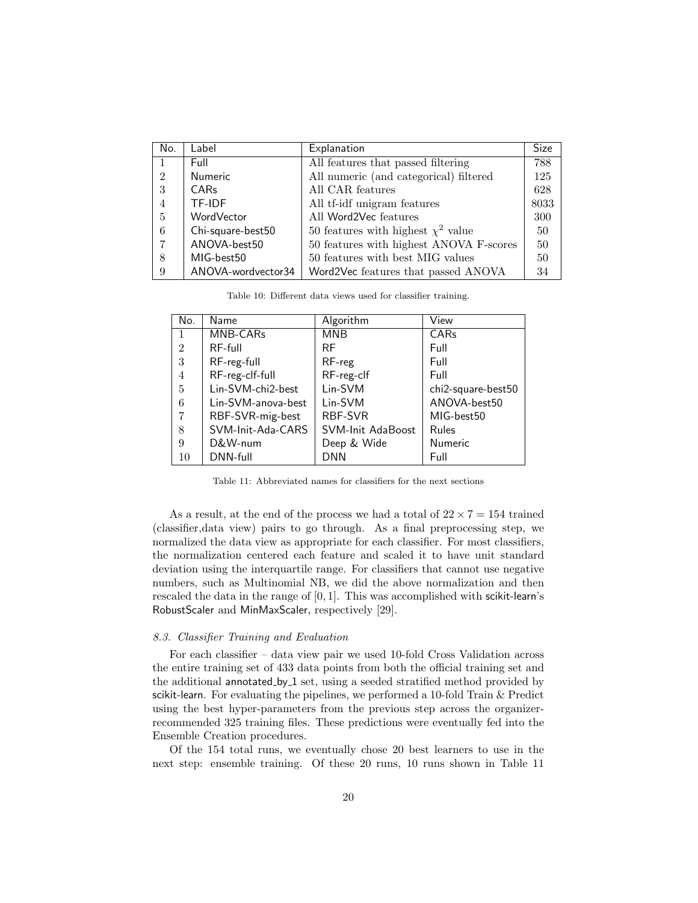| No. | Label | Explanation | Size |
|---|---|---|---|
| 1 | Full | All features that passed filtering | 788 |
| 2 | Numeric | All numeric (and categorical) filtered | 125 |
| 3 | CARs | All CAR features | 628 |
| 4 | TF-IDF | All tf-idf unigram features | 8033 |
| 5 | WordVector | All Word2Vec features | 300 |
| 6 | Chi-square-best50 | 50 features with highest $\chi^2$ value | 50 |
| 7 | ANOVA-best50 | 50 features with highest ANOVA F-scores | 50 |
| 8 | MIG-best50 | 50 features with best MIG values | 50 |
| 9 | ANOVA-wordvector34 | Word2Vec features that passed ANOVA | 34 |

Table 10: Different data views used for classifier training.

| No. | Name | Algorithm | View |
|---|---|---|---|
| 1 | MNB-CARs | MNB | CARs |
| 2 | RF-full | RF | Full |
| 3 | RF-reg-full | RF-reg | Full |
| 4 | RF-reg-clf-full | RF-reg-clf | Full |
| 5 | Lin-SVM-chi2-best | Lin-SVM | chi2-square-best50 |
| 6 | Lin-SVM-anova-best | Lin-SVM | ANOVA-best50 |
| 7 | RBF-SVR-mig-best | RBF-SVR | MIG-best50 |
| 8 | SVM-Init-Ada-CARS | SVM-Init AdaBoost | Rules |
| 9 | D&W-num | Deep & Wide | Numeric |
| 10 | DNN-full | DNN | Full |

Table 11: Abbreviated names for classifiers for the next sections

As a result, at the end of the process we had a total of $22 \times 7 = 154$ trained (classifier,data view) pairs to go through. As a final preprocessing step, we normalized the data view as appropriate for each classifier. For most classifiers, the normalization centered each feature and scaled it to have unit standard deviation using the interquartile range. For classifiers that cannot use negative numbers, such as Multinomial NB, we did the above normalization and then rescaled the data in the range of $[0, 1]$. This was accomplished with scikit-learn's RobustScaler and MinMaxScaler, respectively [29].

### 8.3. Classifier Training and Evaluation

For each classifier – data view pair we used 10-fold Cross Validation across the entire training set of 433 data points from both the official training set and the additional annotated_by_1 set, using a seeded stratified method provided by scikit-learn. For evaluating the pipelines, we performed a 10-fold Train & Predict using the best hyper-parameters from the previous step across the organizer-recommended 325 training files. These predictions were eventually fed into the Ensemble Creation procedures.

Of the 154 total runs, we eventually chose 20 best learners to use in the next step: ensemble training. Of these 20 runs, 10 runs shown in Table 11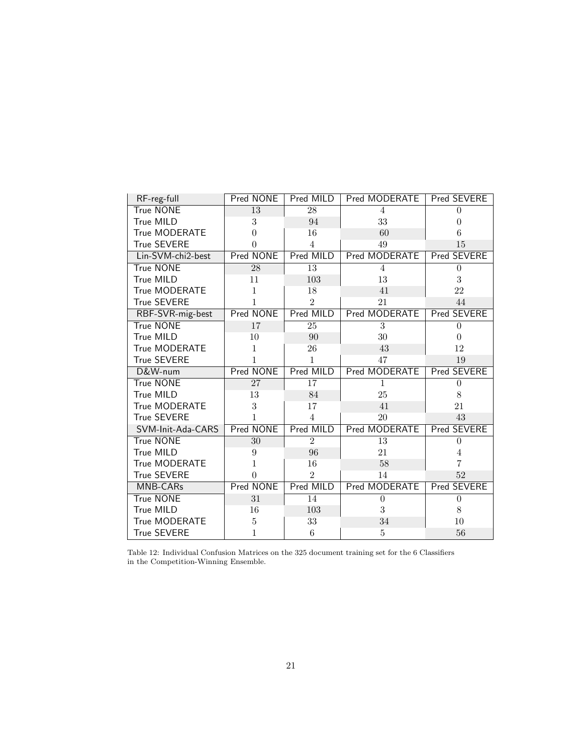| RF-reg-full | Pred NONE | Pred MILD | Pred MODERATE | Pred SEVERE |
|---|---|---|---|---|
| True NONE | 13 | 28 | 4 | 0 |
| True MILD | 3 | 94 | 33 | 0 |
| True MODERATE | 0 | 16 | 60 | 6 |
| True SEVERE | 0 | 4 | 49 | 15 |
| **Lin-SVM-chi2-best** | **Pred NONE** | **Pred MILD** | **Pred MODERATE** | **Pred SEVERE** |
| True NONE | 28 | 13 | 4 | 0 |
| True MILD | 11 | 103 | 13 | 3 |
| True MODERATE | 1 | 18 | 41 | 22 |
| True SEVERE | 1 | 2 | 21 | 44 |
| **RBF-SVR-mig-best** | **Pred NONE** | **Pred MILD** | **Pred MODERATE** | **Pred SEVERE** |
| True NONE | 17 | 25 | 3 | 0 |
| True MILD | 10 | 90 | 30 | 0 |
| True MODERATE | 1 | 26 | 43 | 12 |
| True SEVERE | 1 | 1 | 47 | 19 |
| **D&W-num** | **Pred NONE** | **Pred MILD** | **Pred MODERATE** | **Pred SEVERE** |
| True NONE | 27 | 17 | 1 | 0 |
| True MILD | 13 | 84 | 25 | 8 |
| True MODERATE | 3 | 17 | 41 | 21 |
| True SEVERE | 1 | 4 | 20 | 43 |
| **SVM-Init-Ada-CARS** | **Pred NONE** | **Pred MILD** | **Pred MODERATE** | **Pred SEVERE** |
| True NONE | 30 | 2 | 13 | 0 |
| True MILD | 9 | 96 | 21 | 4 |
| True MODERATE | 1 | 16 | 58 | 7 |
| True SEVERE | 0 | 2 | 14 | 52 |
| **MNB-CARs** | **Pred NONE** | **Pred MILD** | **Pred MODERATE** | **Pred SEVERE** |
| True NONE | 31 | 14 | 0 | 0 |
| True MILD | 16 | 103 | 3 | 8 |
| True MODERATE | 5 | 33 | 34 | 10 |
| True SEVERE | 1 | 6 | 5 | 56 |

Table 12: Individual Confusion Matrices on the 325 document training set for the 6 Classifiers in the Competition-Winning Ensemble.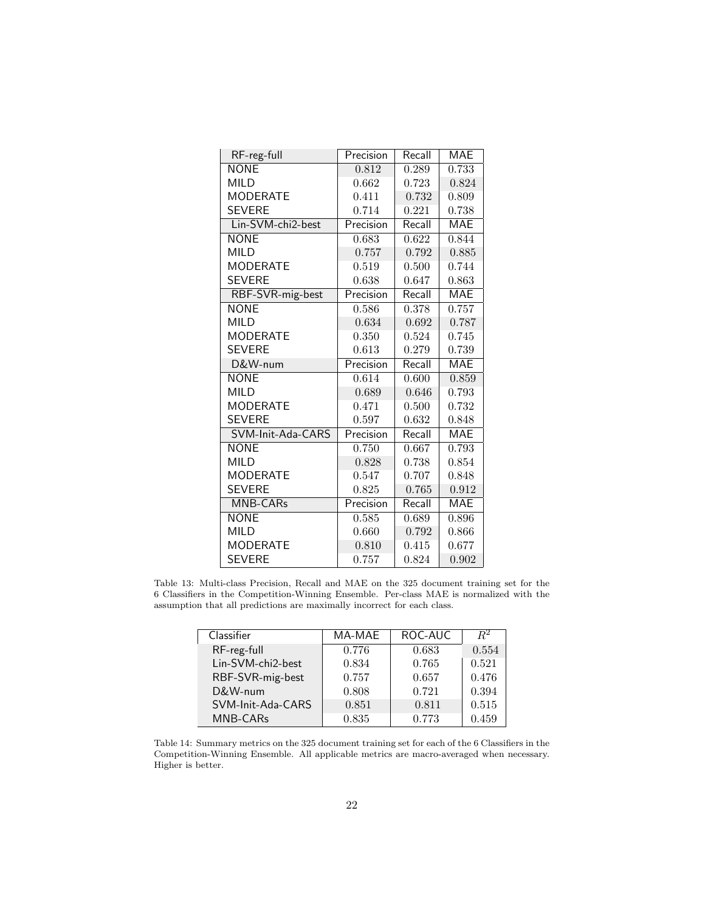| RF-reg-full | Precision | Recall | MAE |
|---|---|---|---|
| NONE | 0.812 | 0.289 | 0.733 |
| MILD | 0.662 | 0.723 | 0.824 |
| MODERATE | 0.411 | 0.732 | 0.809 |
| SEVERE | 0.714 | 0.221 | 0.738 |
| **Lin-SVM-chi2-best** | **Precision** | **Recall** | **MAE** |
| NONE | 0.683 | 0.622 | 0.844 |
| MILD | 0.757 | 0.792 | 0.885 |
| MODERATE | 0.519 | 0.500 | 0.744 |
| SEVERE | 0.638 | 0.647 | 0.863 |
| **RBF-SVR-mig-best** | **Precision** | **Recall** | **MAE** |
| NONE | 0.586 | 0.378 | 0.757 |
| MILD | 0.634 | 0.692 | 0.787 |
| MODERATE | 0.350 | 0.524 | 0.745 |
| SEVERE | 0.613 | 0.279 | 0.739 |
| **D&W-num** | **Precision** | **Recall** | **MAE** |
| NONE | 0.614 | 0.600 | 0.859 |
| MILD | 0.689 | 0.646 | 0.793 |
| MODERATE | 0.471 | 0.500 | 0.732 |
| SEVERE | 0.597 | 0.632 | 0.848 |
| **SVM-Init-Ada-CARS** | **Precision** | **Recall** | **MAE** |
| NONE | 0.750 | 0.667 | 0.793 |
| MILD | 0.828 | 0.738 | 0.854 |
| MODERATE | 0.547 | 0.707 | 0.848 |
| SEVERE | 0.825 | 0.765 | 0.912 |
| **MNB-CARs** | **Precision** | **Recall** | **MAE** |
| NONE | 0.585 | 0.689 | 0.896 |
| MILD | 0.660 | 0.792 | 0.866 |
| MODERATE | 0.810 | 0.415 | 0.677 |
| SEVERE | 0.757 | 0.824 | 0.902 |

Table 13: Multi-class Precision, Recall and MAE on the 325 document training set for the 6 Classifiers in the Competition-Winning Ensemble. Per-class MAE is normalized with the assumption that all predictions are maximally incorrect for each class.

| Classifier | MA-MAE | ROC-AUC | $R^2$ |
|---|---|---|---|
| RF-reg-full | 0.776 | 0.683 | 0.554 |
| Lin-SVM-chi2-best | 0.834 | 0.765 | 0.521 |
| RBF-SVR-mig-best | 0.757 | 0.657 | 0.476 |
| D&W-num | 0.808 | 0.721 | 0.394 |
| SVM-Init-Ada-CARS | 0.851 | 0.811 | 0.515 |
| MNB-CARs | 0.835 | 0.773 | 0.459 |

Table 14: Summary metrics on the 325 document training set for each of the 6 Classifiers in the Competition-Winning Ensemble. All applicable metrics are macro-averaged when necessary. Higher is better.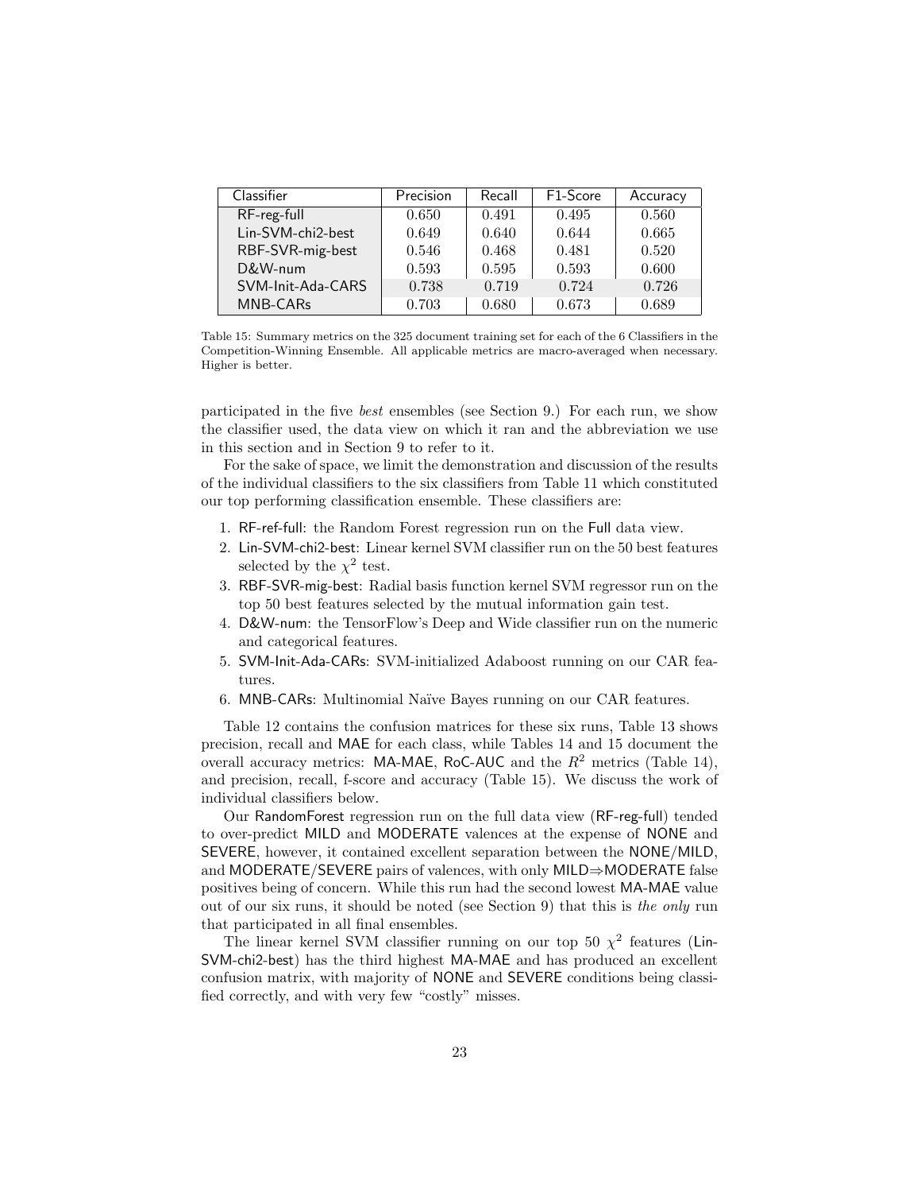| Classifier | Precision | Recall | F1-Score | Accuracy |
| --- | --- | --- | --- | --- |
| RF-reg-full | 0.650 | 0.491 | 0.495 | 0.560 |
| Lin-SVM-chi2-best | 0.649 | 0.640 | 0.644 | 0.665 |
| RBF-SVR-mig-best | 0.546 | 0.468 | 0.481 | 0.520 |
| D&W-num | 0.593 | 0.595 | 0.593 | 0.600 |
| SVM-Init-Ada-CARS | 0.738 | 0.719 | 0.724 | 0.726 |
| MNB-CARs | 0.703 | 0.680 | 0.673 | 0.689 |

Table 15: Summary metrics on the 325 document training set for each of the 6 Classifiers in the Competition-Winning Ensemble. All applicable metrics are macro-averaged when necessary. Higher is better.

participated in the five *best* ensembles (see Section 9.) For each run, we show the classifier used, the data view on which it ran and the abbreviation we use in this section and in Section 9 to refer to it.

For the sake of space, we limit the demonstration and discussion of the results of the individual classifiers to the six classifiers from Table 11 which constituted our top performing classification ensemble. These classifiers are:

1. RF-ref-full: the Random Forest regression run on the Full data view.
2. Lin-SVM-chi2-best: Linear kernel SVM classifier run on the 50 best features selected by the $\chi^2$ test.
3. RBF-SVR-mig-best: Radial basis function kernel SVM regressor run on the top 50 best features selected by the mutual information gain test.
4. D&W-num: the TensorFlow's Deep and Wide classifier run on the numeric and categorical features.
5. SVM-Init-Ada-CARs: SVM-initialized Adaboost running on our CAR features.
6. MNB-CARs: Multinomial Naïve Bayes running on our CAR features.

Table 12 contains the confusion matrices for these six runs, Table 13 shows precision, recall and MAE for each class, while Tables 14 and 15 document the overall accuracy metrics: MA-MAE, RoC-AUC and the $R^2$ metrics (Table 14), and precision, recall, f-score and accuracy (Table 15). We discuss the work of individual classifiers below.

Our RandomForest regression run on the full data view (RF-reg-full) tended to over-predict MILD and MODERATE valences at the expense of NONE and SEVERE, however, it contained excellent separation between the NONE/MILD, and MODERATE/SEVERE pairs of valences, with only MILD⇒MODERATE false positives being of concern. While this run had the second lowest MA-MAE value out of our six runs, it should be noted (see Section 9) that this is *the only* run that participated in all final ensembles.

The linear kernel SVM classifier running on our top 50 $\chi^2$ features (Lin-SVM-chi2-best) has the third highest MA-MAE and has produced an excellent confusion matrix, with majority of NONE and SEVERE conditions being classified correctly, and with very few "costly" misses.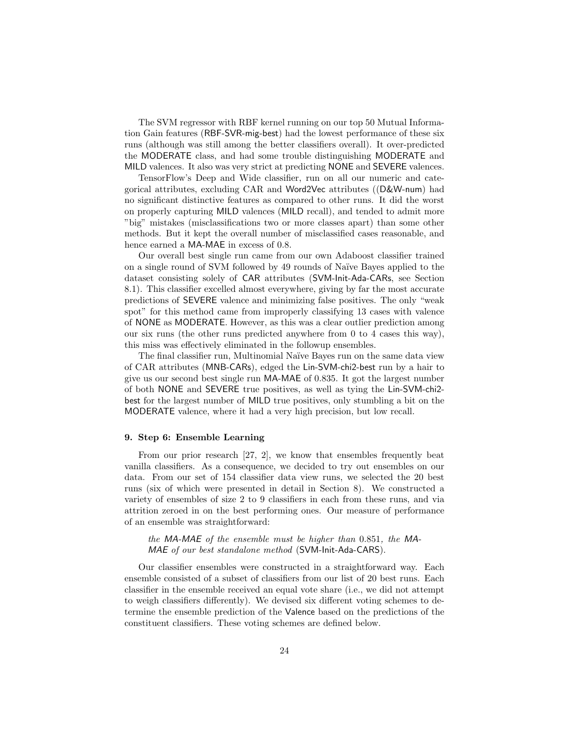The SVM regressor with RBF kernel running on our top 50 Mutual Information Gain features (RBF-SVR-mig-best) had the lowest performance of these six runs (although was still among the better classifiers overall). It over-predicted the MODERATE class, and had some trouble distinguishing MODERATE and MILD valences. It also was very strict at predicting NONE and SEVERE valences.

TensorFlow's Deep and Wide classifier, run on all our numeric and categorical attributes, excluding CAR and Word2Vec attributes ((D&W-num) had no significant distinctive features as compared to other runs. It did the worst on properly capturing MILD valences (MILD recall), and tended to admit more "big" mistakes (misclassifications two or more classes apart) than some other methods. But it kept the overall number of misclassified cases reasonable, and hence earned a MA-MAE in excess of 0.8.

Our overall best single run came from our own Adaboost classifier trained on a single round of SVM followed by 49 rounds of Naïve Bayes applied to the dataset consisting solely of CAR attributes (SVM-Init-Ada-CARs, see Section 8.1). This classifier excelled almost everywhere, giving by far the most accurate predictions of SEVERE valence and minimizing false positives. The only "weak spot" for this method came from improperly classifying 13 cases with valence of NONE as MODERATE. However, as this was a clear outlier prediction among our six runs (the other runs predicted anywhere from 0 to 4 cases this way), this miss was effectively eliminated in the followup ensembles.

The final classifier run, Multinomial Naïve Bayes run on the same data view of CAR attributes (MNB-CARs), edged the Lin-SVM-chi2-best run by a hair to give us our second best single run MA-MAE of 0.835. It got the largest number of both NONE and SEVERE true positives, as well as tying the Lin-SVM-chi2-best for the largest number of MILD true positives, only stumbling a bit on the MODERATE valence, where it had a very high precision, but low recall.

#### 9. Step 6: Ensemble Learning

From our prior research [27, 2], we know that ensembles frequently beat vanilla classifiers. As a consequence, we decided to try out ensembles on our data. From our set of 154 classifier data view runs, we selected the 20 best runs (six of which were presented in detail in Section 8). We constructed a variety of ensembles of size 2 to 9 classifiers in each from these runs, and via attrition zeroed in on the best performing ones. Our measure of performance of an ensemble was straightforward:

> *the MA-MAE of the ensemble must be higher than* 0.851*, the MA-MAE of our best standalone method* (SVM-Init-Ada-CARS).

Our classifier ensembles were constructed in a straightforward way. Each ensemble consisted of a subset of classifiers from our list of 20 best runs. Each classifier in the ensemble received an equal vote share (i.e., we did not attempt to weigh classifiers differently). We devised six different voting schemes to determine the ensemble prediction of the Valence based on the predictions of the constituent classifiers. These voting schemes are defined below.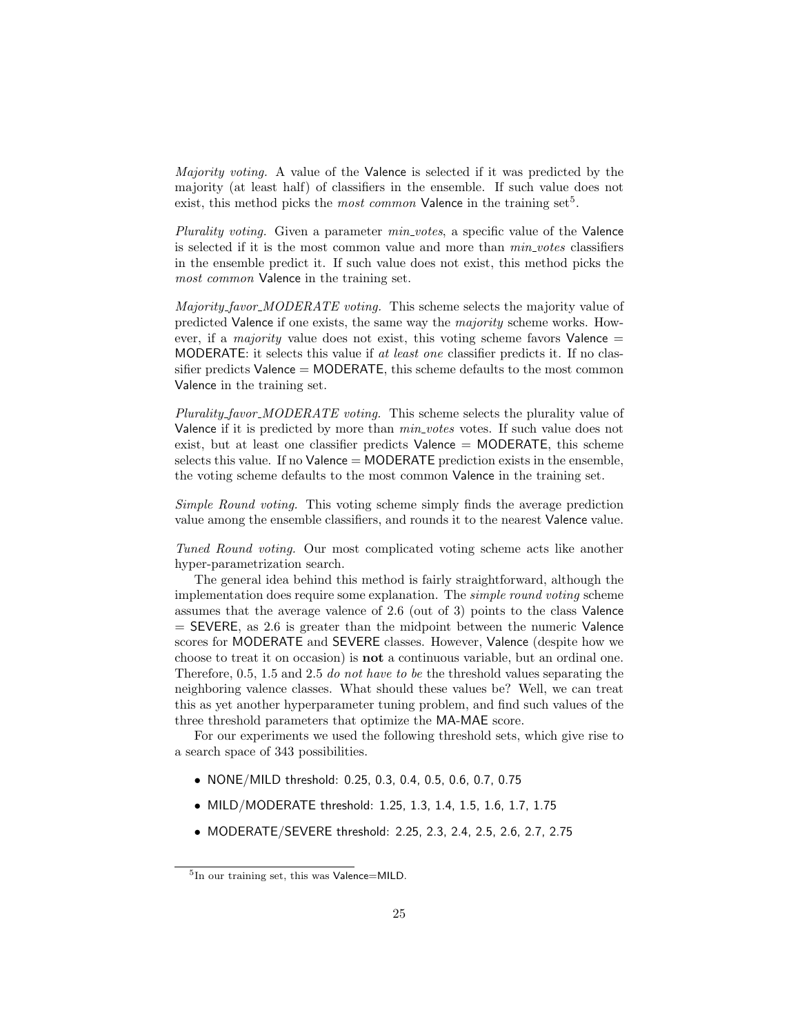*Majority voting.* A value of the Valence is selected if it was predicted by the majority (at least half) of classifiers in the ensemble. If such value does not exist, this method picks the *most common* Valence in the training set[5].

*Plurality voting.* Given a parameter *min_votes*, a specific value of the Valence is selected if it is the most common value and more than *min_votes* classifiers in the ensemble predict it. If such value does not exist, this method picks the *most common* Valence in the training set.

*Majority_favor_MODERATE voting.* This scheme selects the majority value of predicted Valence if one exists, the same way the *majority* scheme works. However, if a *majority* value does not exist, this voting scheme favors Valence = MODERATE: it selects this value if *at least one* classifier predicts it. If no classifier predicts Valence = MODERATE, this scheme defaults to the most common Valence in the training set.

*Plurality_favor_MODERATE voting.* This scheme selects the plurality value of Valence if it is predicted by more than *min_votes* votes. If such value does not exist, but at least one classifier predicts Valence = MODERATE, this scheme selects this value. If no Valence = MODERATE prediction exists in the ensemble, the voting scheme defaults to the most common Valence in the training set.

*Simple Round voting.* This voting scheme simply finds the average prediction value among the ensemble classifiers, and rounds it to the nearest Valence value.

*Tuned Round voting.* Our most complicated voting scheme acts like another hyper-parametrization search.

The general idea behind this method is fairly straightforward, although the implementation does require some explanation. The *simple round voting* scheme assumes that the average valence of 2.6 (out of 3) points to the class Valence = SEVERE, as 2.6 is greater than the midpoint between the numeric Valence scores for MODERATE and SEVERE classes. However, Valence (despite how we choose to treat it on occasion) is **not** a continuous variable, but an ordinal one. Therefore, 0.5, 1.5 and 2.5 *do not have to be* the threshold values separating the neighboring valence classes. What should these values be? Well, we can treat this as yet another hyperparameter tuning problem, and find such values of the three threshold parameters that optimize the MA-MAE score.

For our experiments we used the following threshold sets, which give rise to a search space of 343 possibilities.

- NONE/MILD threshold: 0.25, 0.3, 0.4, 0.5, 0.6, 0.7, 0.75
- MILD/MODERATE threshold: 1.25, 1.3, 1.4, 1.5, 1.6, 1.7, 1.75
- MODERATE/SEVERE threshold: 2.25, 2.3, 2.4, 2.5, 2.6, 2.7, 2.75

[5]In our training set, this was Valence=MILD.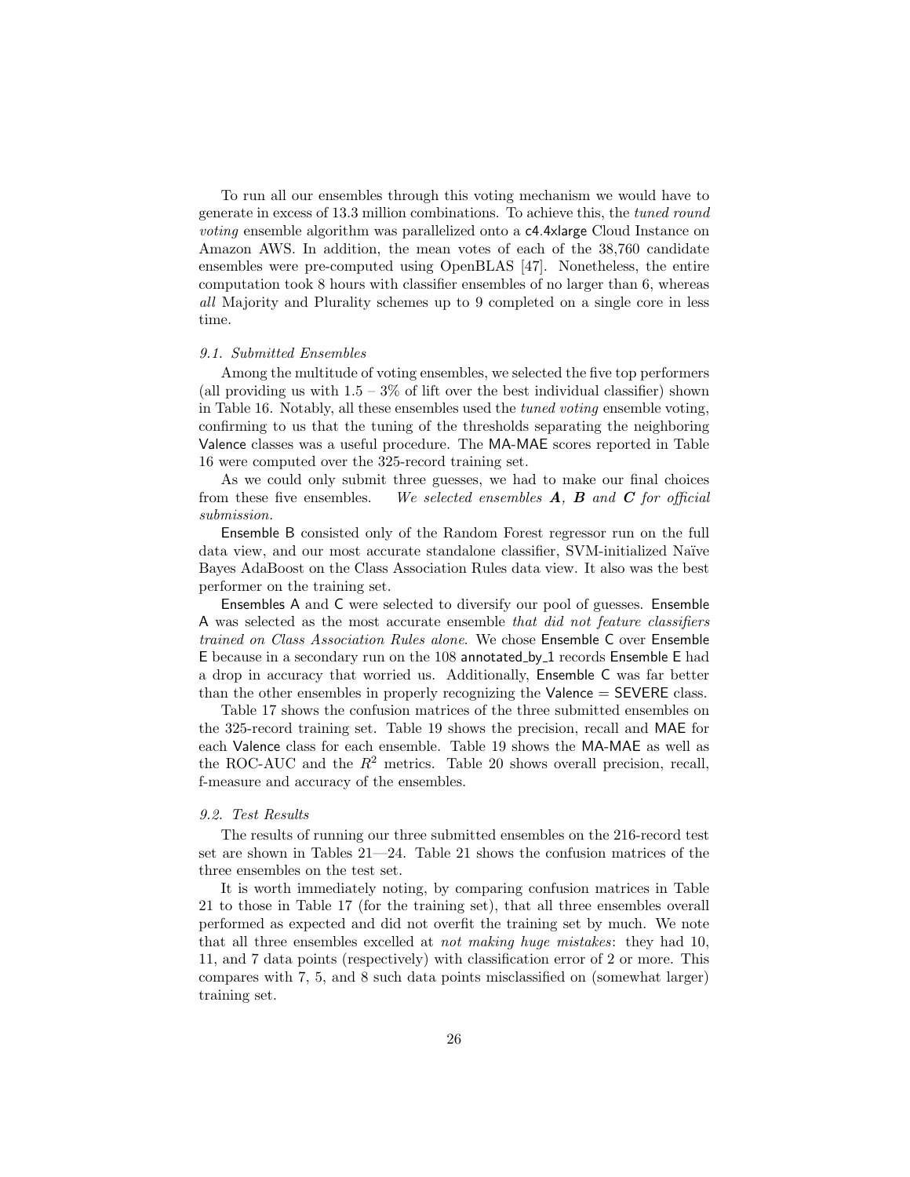To run all our ensembles through this voting mechanism we would have to generate in excess of 13.3 million combinations. To achieve this, the *tuned round voting* ensemble algorithm was parallelized onto a c4.4xlarge Cloud Instance on Amazon AWS. In addition, the mean votes of each of the 38,760 candidate ensembles were pre-computed using OpenBLAS [47]. Nonetheless, the entire computation took 8 hours with classifier ensembles of no larger than 6, whereas *all* Majority and Plurality schemes up to 9 completed on a single core in less time.

### *9.1. Submitted Ensembles*

Among the multitude of voting ensembles, we selected the five top performers (all providing us with 1.5 – 3% of lift over the best individual classifier) shown in Table 16. Notably, all these ensembles used the *tuned voting* ensemble voting, confirming to us that the tuning of the thresholds separating the neighboring Valence classes was a useful procedure. The MA-MAE scores reported in Table 16 were computed over the 325-record training set.

As we could only submit three guesses, we had to make our final choices from these five ensembles. *We selected ensembles **A**, **B** and **C** for official submission.*

Ensemble B consisted only of the Random Forest regressor run on the full data view, and our most accurate standalone classifier, SVM-initialized Naïve Bayes AdaBoost on the Class Association Rules data view. It also was the best performer on the training set.

Ensembles A and C were selected to diversify our pool of guesses. Ensemble A was selected as the most accurate ensemble *that did not feature classifiers trained on Class Association Rules alone*. We chose Ensemble C over Ensemble E because in a secondary run on the 108 annotated_by_1 records Ensemble E had a drop in accuracy that worried us. Additionally, Ensemble C was far better than the other ensembles in properly recognizing the Valence = SEVERE class.

Table 17 shows the confusion matrices of the three submitted ensembles on the 325-record training set. Table 19 shows the precision, recall and MAE for each Valence class for each ensemble. Table 19 shows the MA-MAE as well as the ROC-AUC and the $R^2$ metrics. Table 20 shows overall precision, recall, f-measure and accuracy of the ensembles.

### *9.2. Test Results*

The results of running our three submitted ensembles on the 216-record test set are shown in Tables 21—24. Table 21 shows the confusion matrices of the three ensembles on the test set.

It is worth immediately noting, by comparing confusion matrices in Table 21 to those in Table 17 (for the training set), that all three ensembles overall performed as expected and did not overfit the training set by much. We note that all three ensembles excelled at *not making huge mistakes*: they had 10, 11, and 7 data points (respectively) with classification error of 2 or more. This compares with 7, 5, and 8 such data points misclassified on (somewhat larger) training set.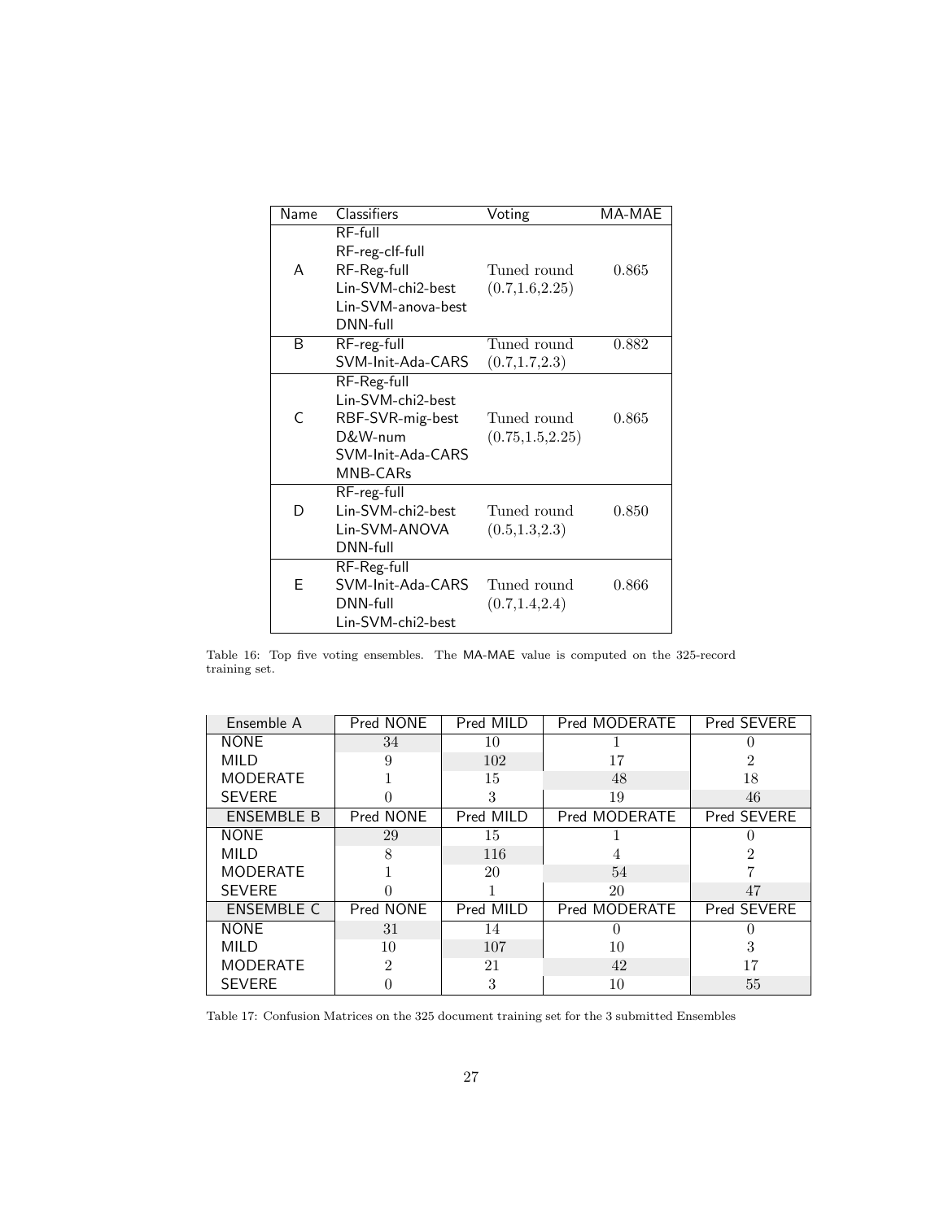| Name | Classifiers | Voting | MA-MAE |
|---|---|---|---|
| A | RF-full<br>RF-reg-clf-full<br>RF-Reg-full<br>Lin-SVM-chi2-best<br>Lin-SVM-anova-best<br>DNN-full | Tuned round (0.7,1.6,2.25) | 0.865 |
| B | RF-reg-full<br>SVM-Init-Ada-CARS | Tuned round (0.7,1.7,2.3) | 0.882 |
| C | RF-Reg-full<br>Lin-SVM-chi2-best<br>RBF-SVR-mig-best<br>D&W-num<br>SVM-Init-Ada-CARS<br>MNB-CARs | Tuned round (0.75,1.5,2.25) | 0.865 |
| D | RF-reg-full<br>Lin-SVM-chi2-best<br>Lin-SVM-ANOVA<br>DNN-full | Tuned round (0.5,1.3,2.3) | 0.850 |
| E | RF-Reg-full<br>SVM-Init-Ada-CARS<br>DNN-full<br>Lin-SVM-chi2-best | Tuned round (0.7,1.4,2.4) | 0.866 |

Table 16: Top five voting ensembles. The MA-MAE value is computed on the 325-record training set.

| Ensemble A | Pred NONE | Pred MILD | Pred MODERATE | Pred SEVERE |
|---|---|---|---|---|
| NONE | 34 | 10 | 1 | 0 |
| MILD | 9 | 102 | 17 | 2 |
| MODERATE | 1 | 15 | 48 | 18 |
| SEVERE | 0 | 3 | 19 | 46 |
| ENSEMBLE B | Pred NONE | Pred MILD | Pred MODERATE | Pred SEVERE |
| NONE | 29 | 15 | 1 | 0 |
| MILD | 8 | 116 | 4 | 2 |
| MODERATE | 1 | 20 | 54 | 7 |
| SEVERE | 0 | 1 | 20 | 47 |
| ENSEMBLE C | Pred NONE | Pred MILD | Pred MODERATE | Pred SEVERE |
| NONE | 31 | 14 | 0 | 0 |
| MILD | 10 | 107 | 10 | 3 |
| MODERATE | 2 | 21 | 42 | 17 |
| SEVERE | 0 | 3 | 10 | 55 |

Table 17: Confusion Matrices on the 325 document training set for the 3 submitted Ensembles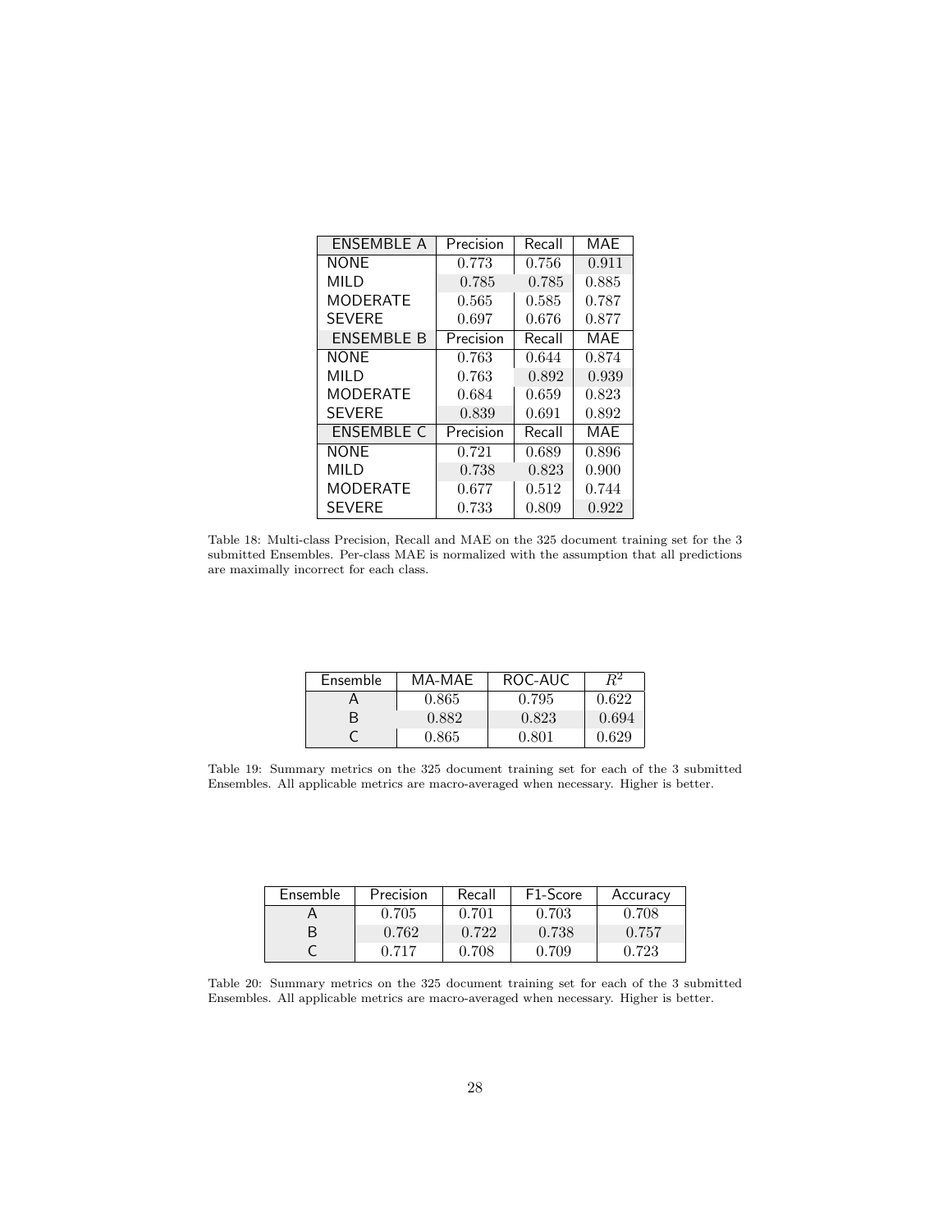| ENSEMBLE A | Precision | Recall | MAE |
| --- | --- | --- | --- |
| NONE | 0.773 | 0.756 | 0.911 |
| MILD | 0.785 | 0.785 | 0.885 |
| MODERATE | 0.565 | 0.585 | 0.787 |
| SEVERE | 0.697 | 0.676 | 0.877 |
| ENSEMBLE B | Precision | Recall | MAE |
| NONE | 0.763 | 0.644 | 0.874 |
| MILD | 0.763 | 0.892 | 0.939 |
| MODERATE | 0.684 | 0.659 | 0.823 |
| SEVERE | 0.839 | 0.691 | 0.892 |
| ENSEMBLE C | Precision | Recall | MAE |
| NONE | 0.721 | 0.689 | 0.896 |
| MILD | 0.738 | 0.823 | 0.900 |
| MODERATE | 0.677 | 0.512 | 0.744 |
| SEVERE | 0.733 | 0.809 | 0.922 |

Table 18: Multi-class Precision, Recall and MAE on the 325 document training set for the 3 submitted Ensembles. Per-class MAE is normalized with the assumption that all predictions are maximally incorrect for each class.

| Ensemble | MA-MAE | ROC-AUC | $R^2$ |
| --- | --- | --- | --- |
| A | 0.865 | 0.795 | 0.622 |
| B | 0.882 | 0.823 | 0.694 |
| C | 0.865 | 0.801 | 0.629 |

Table 19: Summary metrics on the 325 document training set for each of the 3 submitted Ensembles. All applicable metrics are macro-averaged when necessary. Higher is better.

| Ensemble | Precision | Recall | F1-Score | Accuracy |
| --- | --- | --- | --- | --- |
| A | 0.705 | 0.701 | 0.703 | 0.708 |
| B | 0.762 | 0.722 | 0.738 | 0.757 |
| C | 0.717 | 0.708 | 0.709 | 0.723 |

Table 20: Summary metrics on the 325 document training set for each of the 3 submitted Ensembles. All applicable metrics are macro-averaged when necessary. Higher is better.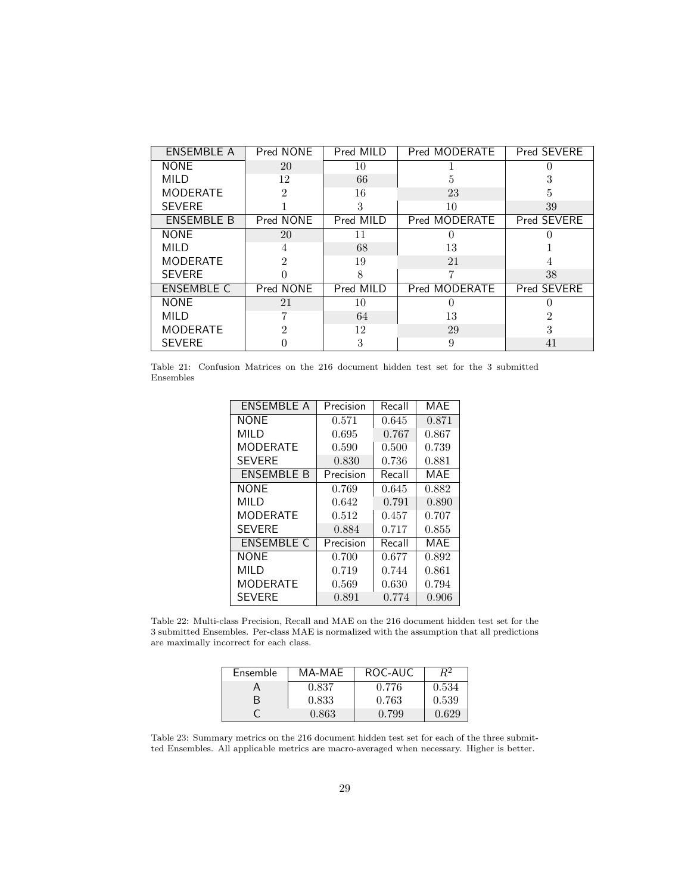| ENSEMBLE A | Pred NONE | Pred MILD | Pred MODERATE | Pred SEVERE |
|---|---|---|---|---|
| NONE | 20 | 10 | 1 | 0 |
| MILD | 12 | 66 | 5 | 3 |
| MODERATE | 2 | 16 | 23 | 5 |
| SEVERE | 1 | 3 | 10 | 39 |
| **ENSEMBLE B** | **Pred NONE** | **Pred MILD** | **Pred MODERATE** | **Pred SEVERE** |
| NONE | 20 | 11 | 0 | 0 |
| MILD | 4 | 68 | 13 | 1 |
| MODERATE | 2 | 19 | 21 | 4 |
| SEVERE | 0 | 8 | 7 | 38 |
| **ENSEMBLE C** | **Pred NONE** | **Pred MILD** | **Pred MODERATE** | **Pred SEVERE** |
| NONE | 21 | 10 | 0 | 0 |
| MILD | 7 | 64 | 13 | 2 |
| MODERATE | 2 | 12 | 29 | 3 |
| SEVERE | 0 | 3 | 9 | 41 |

Table 21: Confusion Matrices on the 216 document hidden test set for the 3 submitted Ensembles

| ENSEMBLE A | Precision | Recall | MAE |
|---|---|---|---|
| NONE | 0.571 | 0.645 | 0.871 |
| MILD | 0.695 | 0.767 | 0.867 |
| MODERATE | 0.590 | 0.500 | 0.739 |
| SEVERE | 0.830 | 0.736 | 0.881 |
| **ENSEMBLE B** | **Precision** | **Recall** | **MAE** |
| NONE | 0.769 | 0.645 | 0.882 |
| MILD | 0.642 | 0.791 | 0.890 |
| MODERATE | 0.512 | 0.457 | 0.707 |
| SEVERE | 0.884 | 0.717 | 0.855 |
| **ENSEMBLE C** | **Precision** | **Recall** | **MAE** |
| NONE | 0.700 | 0.677 | 0.892 |
| MILD | 0.719 | 0.744 | 0.861 |
| MODERATE | 0.569 | 0.630 | 0.794 |
| SEVERE | 0.891 | 0.774 | 0.906 |

Table 22: Multi-class Precision, Recall and MAE on the 216 document hidden test set for the 3 submitted Ensembles. Per-class MAE is normalized with the assumption that all predictions are maximally incorrect for each class.

| Ensemble | MA-MAE | ROC-AUC | $R^2$ |
|---|---|---|---|
| A | 0.837 | 0.776 | 0.534 |
| B | 0.833 | 0.763 | 0.539 |
| C | 0.863 | 0.799 | 0.629 |

Table 23: Summary metrics on the 216 document hidden test set for each of the three submitted Ensembles. All applicable metrics are macro-averaged when necessary. Higher is better.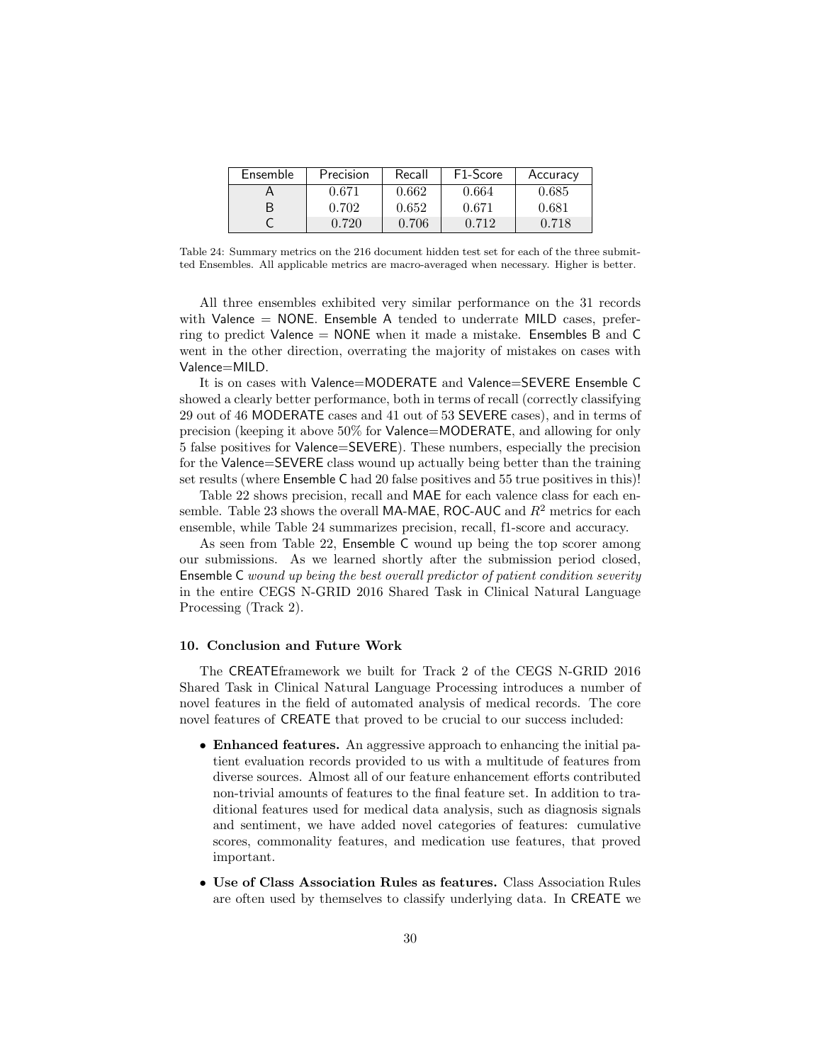| Ensemble | Precision | Recall | F1-Score | Accuracy |
|---|---|---|---|---|
| A | 0.671 | 0.662 | 0.664 | 0.685 |
| B | 0.702 | 0.652 | 0.671 | 0.681 |
| C | 0.720 | 0.706 | 0.712 | 0.718 |

Table 24: Summary metrics on the 216 document hidden test set for each of the three submitted Ensembles. All applicable metrics are macro-averaged when necessary. Higher is better.

All three ensembles exhibited very similar performance on the 31 records with Valence = NONE. Ensemble A tended to underrate MILD cases, preferring to predict Valence = NONE when it made a mistake. Ensembles B and C went in the other direction, overrating the majority of mistakes on cases with Valence=MILD.

It is on cases with Valence=MODERATE and Valence=SEVERE Ensemble C showed a clearly better performance, both in terms of recall (correctly classifying 29 out of 46 MODERATE cases and 41 out of 53 SEVERE cases), and in terms of precision (keeping it above 50% for Valence=MODERATE, and allowing for only 5 false positives for Valence=SEVERE). These numbers, especially the precision for the Valence=SEVERE class wound up actually being better than the training set results (where Ensemble C had 20 false positives and 55 true positives in this)!

Table 22 shows precision, recall and MAE for each valence class for each ensemble. Table 23 shows the overall MA-MAE, ROC-AUC and $R^2$ metrics for each ensemble, while Table 24 summarizes precision, recall, f1-score and accuracy.

As seen from Table 22, Ensemble C wound up being the top scorer among our submissions. As we learned shortly after the submission period closed, Ensemble C *wound up being the best overall predictor of patient condition severity* in the entire CEGS N-GRID 2016 Shared Task in Clinical Natural Language Processing (Track 2).

### 10. Conclusion and Future Work

The CREATEframework we built for Track 2 of the CEGS N-GRID 2016 Shared Task in Clinical Natural Language Processing introduces a number of novel features in the field of automated analysis of medical records. The core novel features of CREATE that proved to be crucial to our success included:

- **Enhanced features.** An aggressive approach to enhancing the initial patient evaluation records provided to us with a multitude of features from diverse sources. Almost all of our feature enhancement efforts contributed non-trivial amounts of features to the final feature set. In addition to traditional features used for medical data analysis, such as diagnosis signals and sentiment, we have added novel categories of features: cumulative scores, commonality features, and medication use features, that proved important.
- **Use of Class Association Rules as features.** Class Association Rules are often used by themselves to classify underlying data. In CREATE we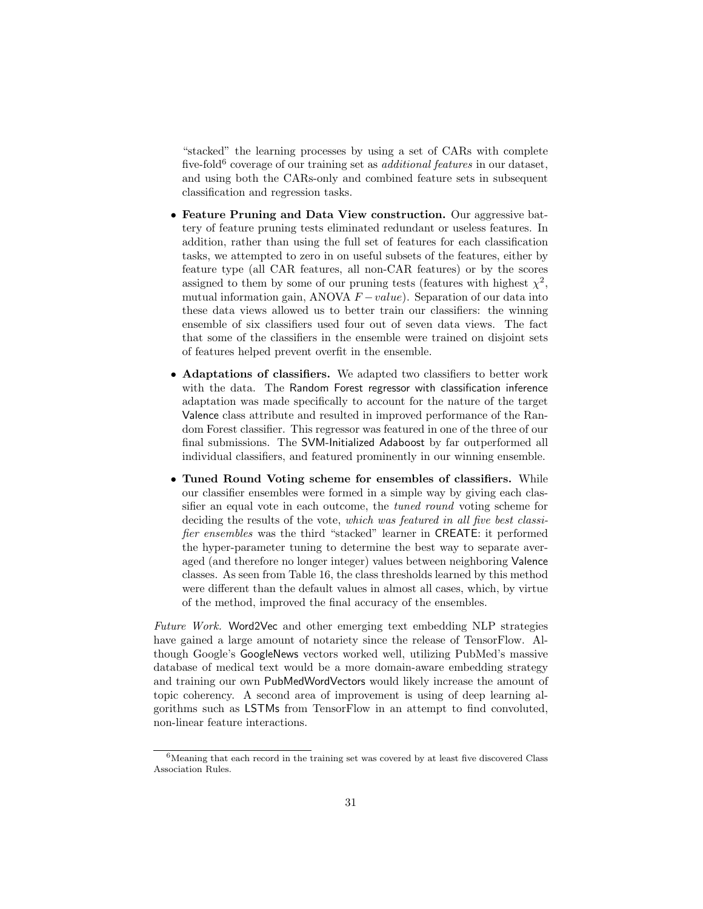"stacked" the learning processes by using a set of CARs with complete five-fold[6] coverage of our training set as *additional features* in our dataset, and using both the CARs-only and combined feature sets in subsequent classification and regression tasks.

- **Feature Pruning and Data View construction.** Our aggressive battery of feature pruning tests eliminated redundant or useless features. In addition, rather than using the full set of features for each classification tasks, we attempted to zero in on useful subsets of the features, either by feature type (all CAR features, all non-CAR features) or by the scores assigned to them by some of our pruning tests (features with highest $\chi^2$, mutual information gain, ANOVA $F-value$). Separation of our data into these data views allowed us to better train our classifiers: the winning ensemble of six classifiers used four out of seven data views. The fact that some of the classifiers in the ensemble were trained on disjoint sets of features helped prevent overfit in the ensemble.

- **Adaptations of classifiers.** We adapted two classifiers to better work with the data. The Random Forest regressor with classification inference adaptation was made specifically to account for the nature of the target Valence class attribute and resulted in improved performance of the Random Forest classifier. This regressor was featured in one of the three of our final submissions. The SVM-Initialized Adaboost by far outperformed all individual classifiers, and featured prominently in our winning ensemble.

- **Tuned Round Voting scheme for ensembles of classifiers.** While our classifier ensembles were formed in a simple way by giving each classifier an equal vote in each outcome, the *tuned round* voting scheme for deciding the results of the vote, *which was featured in all five best classifier ensembles* was the third "stacked" learner in CREATE: it performed the hyper-parameter tuning to determine the best way to separate averaged (and therefore no longer integer) values between neighboring Valence classes. As seen from Table 16, the class thresholds learned by this method were different than the default values in almost all cases, which, by virtue of the method, improved the final accuracy of the ensembles.

*Future Work.* Word2Vec and other emerging text embedding NLP strategies have gained a large amount of notariety since the release of TensorFlow. Although Google's GoogleNews vectors worked well, utilizing PubMed's massive database of medical text would be a more domain-aware embedding strategy and training our own PubMedWordVectors would likely increase the amount of topic coherency. A second area of improvement is using of deep learning algorithms such as LSTMs from TensorFlow in an attempt to find convoluted, non-linear feature interactions.

[6] Meaning that each record in the training set was covered by at least five discovered Class Association Rules.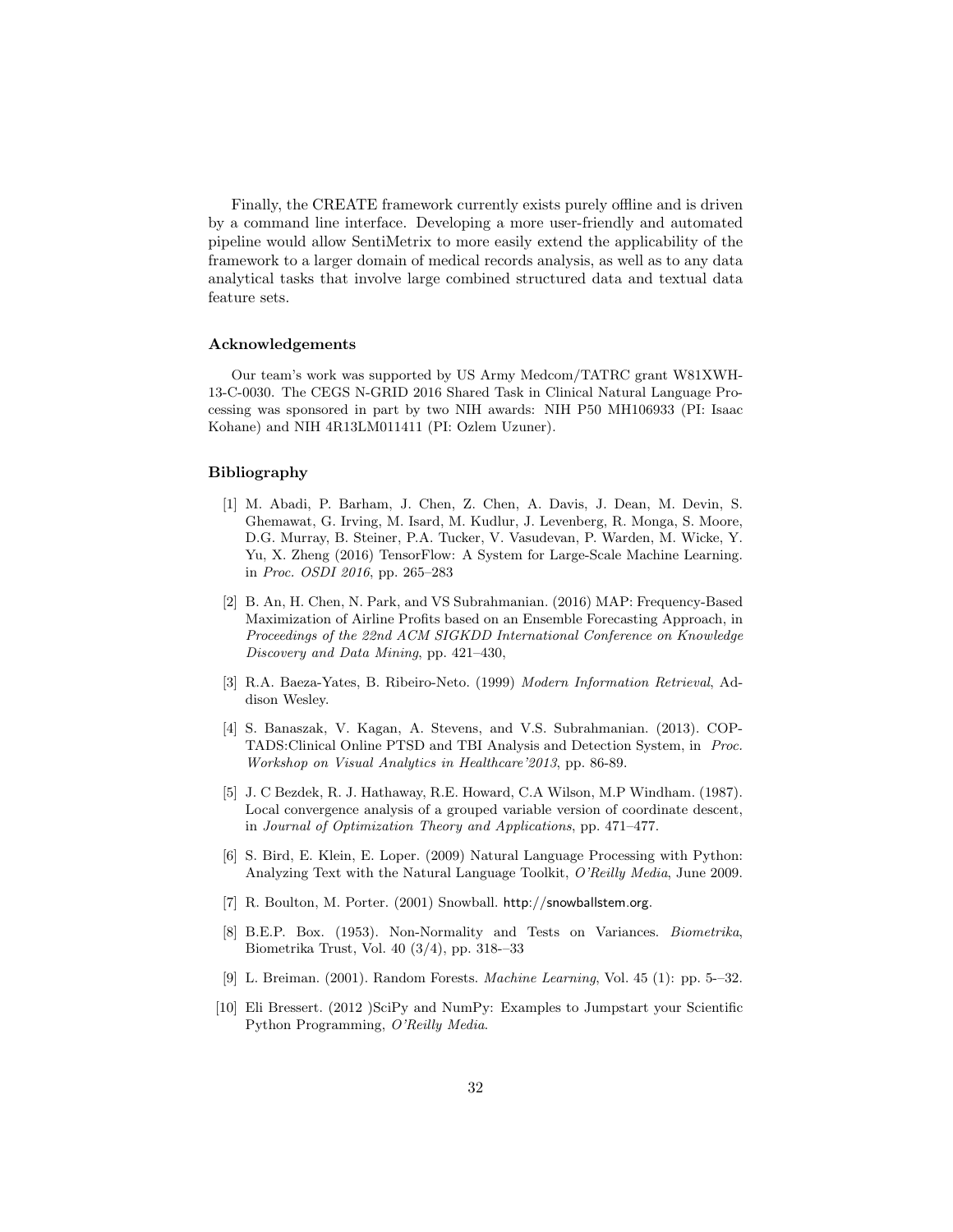Finally, the CREATE framework currently exists purely offline and is driven by a command line interface. Developing a more user-friendly and automated pipeline would allow SentiMetrix to more easily extend the applicability of the framework to a larger domain of medical records analysis, as well as to any data analytical tasks that involve large combined structured data and textual data feature sets.

### Acknowledgements

Our team's work was supported by US Army Medcom/TATRC grant W81XWH-13-C-0030. The CEGS N-GRID 2016 Shared Task in Clinical Natural Language Processing was sponsored in part by two NIH awards: NIH P50 MH106933 (PI: Isaac Kohane) and NIH 4R13LM011411 (PI: Ozlem Uzuner).

### Bibliography

[1] M. Abadi, P. Barham, J. Chen, Z. Chen, A. Davis, J. Dean, M. Devin, S. Ghemawat, G. Irving, M. Isard, M. Kudlur, J. Levenberg, R. Monga, S. Moore, D.G. Murray, B. Steiner, P.A. Tucker, V. Vasudevan, P. Warden, M. Wicke, Y. Yu, X. Zheng (2016) TensorFlow: A System for Large-Scale Machine Learning. in *Proc. OSDI 2016*, pp. 265–283

[2] B. An, H. Chen, N. Park, and VS Subrahmanian. (2016) MAP: Frequency-Based Maximization of Airline Profits based on an Ensemble Forecasting Approach, in *Proceedings of the 22nd ACM SIGKDD International Conference on Knowledge Discovery and Data Mining*, pp. 421–430,

[3] R.A. Baeza-Yates, B. Ribeiro-Neto. (1999) *Modern Information Retrieval*, Addison Wesley.

[4] S. Banaszak, V. Kagan, A. Stevens, and V.S. Subrahmanian. (2013). COP-TADS:Clinical Online PTSD and TBI Analysis and Detection System, in *Proc. Workshop on Visual Analytics in Healthcare'2013*, pp. 86-89.

[5] J. C Bezdek, R. J. Hathaway, R.E. Howard, C.A Wilson, M.P Windham. (1987). Local convergence analysis of a grouped variable version of coordinate descent, in *Journal of Optimization Theory and Applications*, pp. 471–477.

[6] S. Bird, E. Klein, E. Loper. (2009) Natural Language Processing with Python: Analyzing Text with the Natural Language Toolkit, *O'Reilly Media*, June 2009.

[7] R. Boulton, M. Porter. (2001) Snowball. http://snowballstem.org.

[8] B.E.P. Box. (1953). Non-Normality and Tests on Variances. *Biometrika*, Biometrika Trust, Vol. 40 (3/4), pp. 318-–33

[9] L. Breiman. (2001). Random Forests. *Machine Learning*, Vol. 45 (1): pp. 5-–32.

[10] Eli Bressert. (2012 )SciPy and NumPy: Examples to Jumpstart your Scientific Python Programming, *O'Reilly Media*.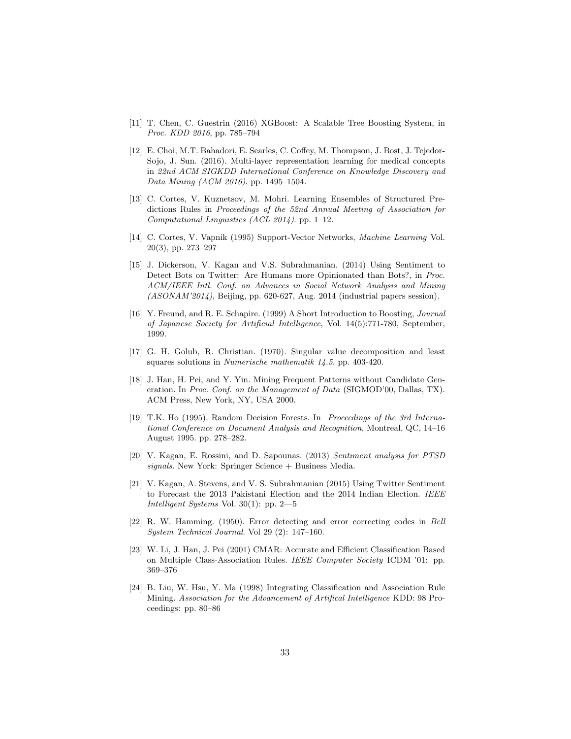[11] T. Chen, C. Guestrin (2016) XGBoost: A Scalable Tree Boosting System, in *Proc. KDD 2016*, pp. 785–794

[12] E. Choi, M.T. Bahadori, E. Searles, C. Coffey, M. Thompson, J. Bost, J. Tejedor-Sojo, J. Sun. (2016). Multi-layer representation learning for medical concepts in *22nd ACM SIGKDD International Conference on Knowledge Discovery and Data Mining (ACM 2016)*. pp. 1495–1504.

[13] C. Cortes, V. Kuznetsov, M. Mohri. Learning Ensembles of Structured Predictions Rules in *Proceedings of the 52nd Annual Meeting of Association for Computational Linguistics (ACL 2014)*. pp. 1–12.

[14] C. Cortes, V. Vapnik (1995) Support-Vector Networks, *Machine Learning* Vol. 20(3), pp. 273–297

[15] J. Dickerson, V. Kagan and V.S. Subrahmanian. (2014) Using Sentiment to Detect Bots on Twitter: Are Humans more Opinionated than Bots?, in *Proc. ACM/IEEE Intl. Conf. on Advances in Social Network Analysis and Mining (ASONAM'2014)*, Beijing, pp. 620-627, Aug. 2014 (industrial papers session).

[16] Y. Freund, and R. E. Schapire. (1999) A Short Introduction to Boosting, *Journal of Japanese Society for Artificial Intelligence*, Vol. 14(5):771-780, September, 1999.

[17] G. H. Golub, R. Christian. (1970). Singular value decomposition and least squares solutions in *Numerische mathematik 14.5*. pp. 403-420.

[18] J. Han, H. Pei, and Y. Yin. Mining Frequent Patterns without Candidate Generation. In *Proc. Conf. on the Management of Data* (SIGMOD'00, Dallas, TX). ACM Press, New York, NY, USA 2000.

[19] T.K. Ho (1995). Random Decision Forests. In *Proceedings of the 3rd International Conference on Document Analysis and Recognition*, Montreal, QC, 14–16 August 1995. pp. 278–282.

[20] V. Kagan, E. Rossini, and D. Sapounas. (2013) *Sentiment analysis for PTSD signals.* New York: Springer Science + Business Media.

[21] V. Kagan, A. Stevens, and V. S. Subrahmanian (2015) Using Twitter Sentiment to Forecast the 2013 Pakistani Election and the 2014 Indian Election. *IEEE Intelligent Systems* Vol. 30(1): pp. 2—5

[22] R. W. Hamming. (1950). Error detecting and error correcting codes in *Bell System Technical Journal*. Vol 29 (2): 147–160.

[23] W. Li, J. Han, J. Pei (2001) CMAR: Accurate and Efficient Classification Based on Multiple Class-Association Rules. *IEEE Computer Society* ICDM '01: pp. 369–376

[24] B. Liu, W. Hsu, Y. Ma (1998) Integrating Classification and Association Rule Mining. *Association for the Advancement of Artifical Intelligence* KDD: 98 Proceedings: pp. 80–86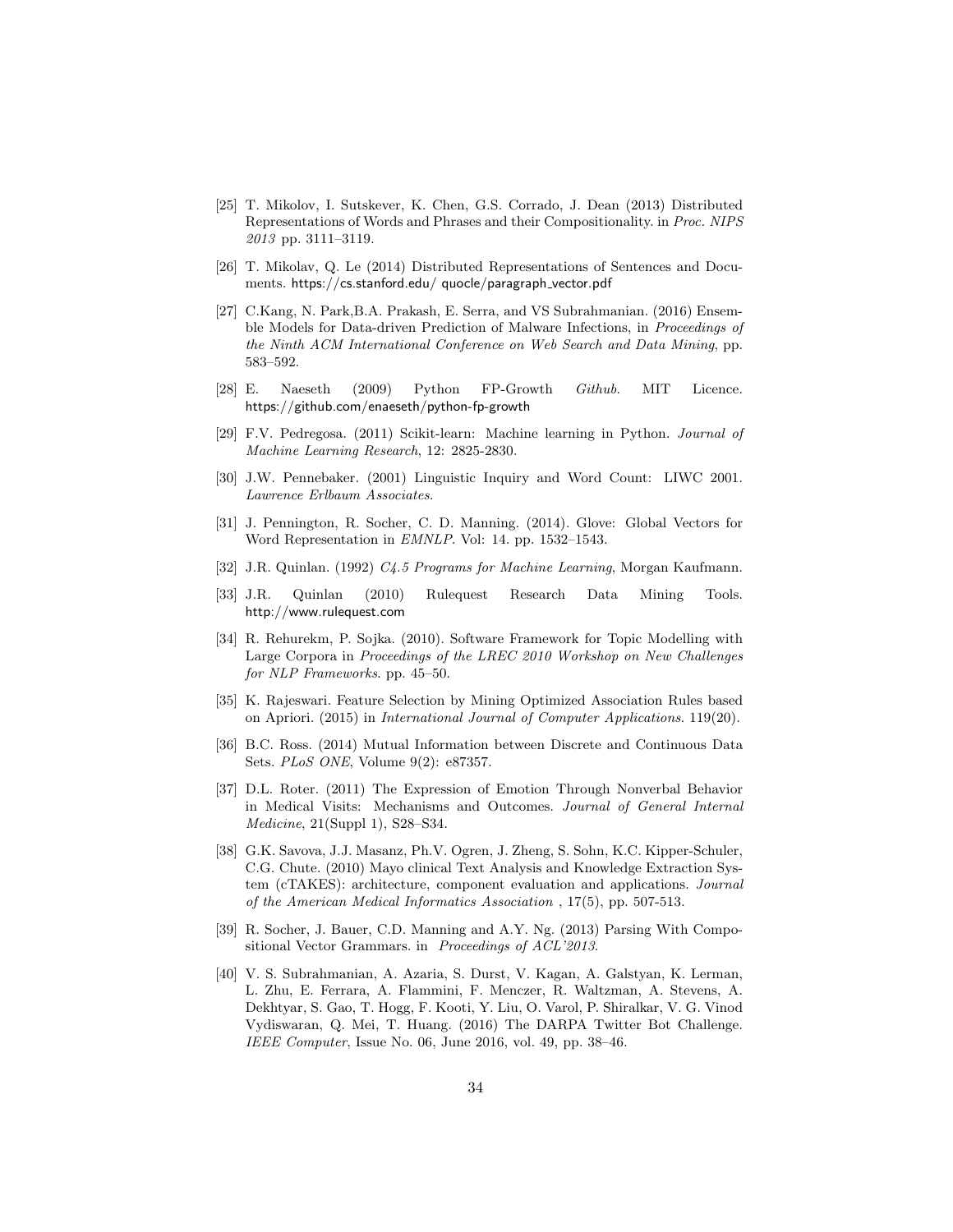[25] T. Mikolov, I. Sutskever, K. Chen, G.S. Corrado, J. Dean (2013) Distributed Representations of Words and Phrases and their Compositionality. in *Proc. NIPS 2013* pp. 3111–3119.

[26] T. Mikolav, Q. Le (2014) Distributed Representations of Sentences and Documents. https://cs.stanford.edu/ quocle/paragraph_vector.pdf

[27] C.Kang, N. Park,B.A. Prakash, E. Serra, and VS Subrahmanian. (2016) Ensemble Models for Data-driven Prediction of Malware Infections, in *Proceedings of the Ninth ACM International Conference on Web Search and Data Mining*, pp. 583–592.

[28] E. Naeseth (2009) Python FP-Growth *Github*. MIT Licence. https://github.com/enaeseth/python-fp-growth

[29] F.V. Pedregosa. (2011) Scikit-learn: Machine learning in Python. *Journal of Machine Learning Research*, 12: 2825-2830.

[30] J.W. Pennebaker. (2001) Linguistic Inquiry and Word Count: LIWC 2001. *Lawrence Erlbaum Associates*.

[31] J. Pennington, R. Socher, C. D. Manning. (2014). Glove: Global Vectors for Word Representation in *EMNLP*. Vol: 14. pp. 1532–1543.

[32] J.R. Quinlan. (1992) *C4.5 Programs for Machine Learning*, Morgan Kaufmann.

[33] J.R. Quinlan (2010) Rulequest Research Data Mining Tools. http://www.rulequest.com

[34] R. Rehurekm, P. Sojka. (2010). Software Framework for Topic Modelling with Large Corpora in *Proceedings of the LREC 2010 Workshop on New Challenges for NLP Frameworks*. pp. 45–50.

[35] K. Rajeswari. Feature Selection by Mining Optimized Association Rules based on Apriori. (2015) in *International Journal of Computer Applications*. 119(20).

[36] B.C. Ross. (2014) Mutual Information between Discrete and Continuous Data Sets. *PLoS ONE*, Volume 9(2): e87357.

[37] D.L. Roter. (2011) The Expression of Emotion Through Nonverbal Behavior in Medical Visits: Mechanisms and Outcomes. *Journal of General Internal Medicine*, 21(Suppl 1), S28–S34.

[38] G.K. Savova, J.J. Masanz, Ph.V. Ogren, J. Zheng, S. Sohn, K.C. Kipper-Schuler, C.G. Chute. (2010) Mayo clinical Text Analysis and Knowledge Extraction System (cTAKES): architecture, component evaluation and applications. *Journal of the American Medical Informatics Association* , 17(5), pp. 507-513.

[39] R. Socher, J. Bauer, C.D. Manning and A.Y. Ng. (2013) Parsing With Compositional Vector Grammars. in *Proceedings of ACL'2013*.

[40] V. S. Subrahmanian, A. Azaria, S. Durst, V. Kagan, A. Galstyan, K. Lerman, L. Zhu, E. Ferrara, A. Flammini, F. Menczer, R. Waltzman, A. Stevens, A. Dekhtyar, S. Gao, T. Hogg, F. Kooti, Y. Liu, O. Varol, P. Shiralkar, V. G. Vinod Vydiswaran, Q. Mei, T. Huang. (2016) The DARPA Twitter Bot Challenge. *IEEE Computer*, Issue No. 06, June 2016, vol. 49, pp. 38–46.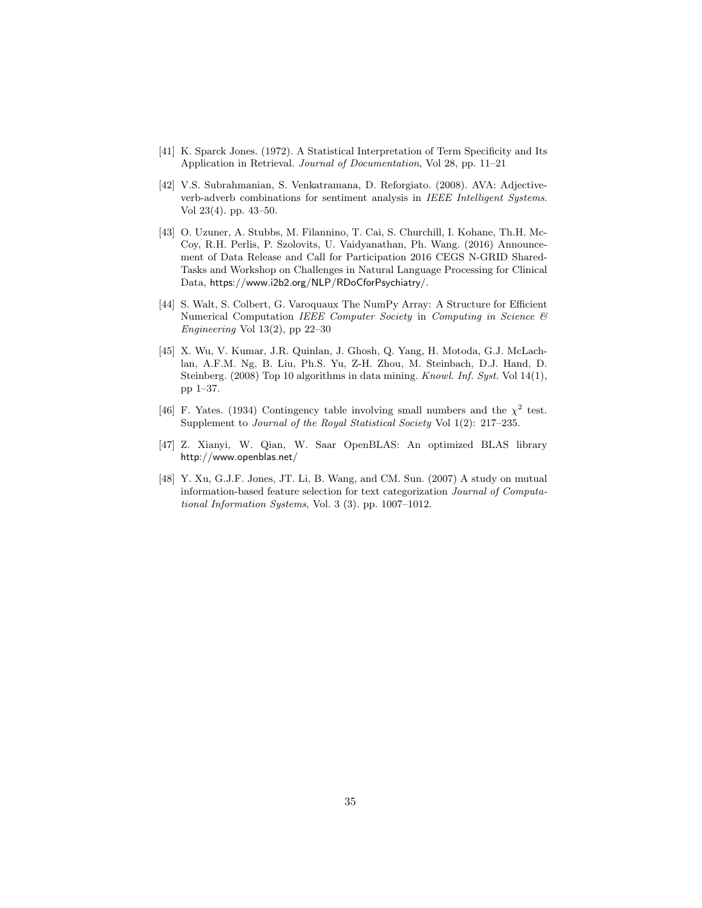[41] K. Sparck Jones. (1972). A Statistical Interpretation of Term Specificity and Its Application in Retrieval. *Journal of Documentation*, Vol 28, pp. 11–21

[42] V.S. Subrahmanian, S. Venkatramana, D. Reforgiato. (2008). AVA: Adjective-verb-adverb combinations for sentiment analysis in *IEEE Intelligent Systems*. Vol 23(4). pp. 43–50.

[43] O. Uzuner, A. Stubbs, M. Filannino, T. Cai, S. Churchill, I. Kohane, Th.H. McCoy, R.H. Perlis, P. Szolovits, U. Vaidyanathan, Ph. Wang. (2016) Announcement of Data Release and Call for Participation 2016 CEGS N-GRID Shared-Tasks and Workshop on Challenges in Natural Language Processing for Clinical Data, https://www.i2b2.org/NLP/RDoCforPsychiatry/.

[44] S. Walt, S. Colbert, G. Varoquaux The NumPy Array: A Structure for Efficient Numerical Computation *IEEE Computer Society* in *Computing in Science & Engineering* Vol 13(2), pp 22–30

[45] X. Wu, V. Kumar, J.R. Quinlan, J. Ghosh, Q. Yang, H. Motoda, G.J. McLachlan, A.F.M. Ng, B. Liu, Ph.S. Yu, Z-H. Zhou, M. Steinbach, D.J. Hand, D. Steinberg. (2008) Top 10 algorithms in data mining. *Knowl. Inf. Syst.* Vol 14(1), pp 1–37.

[46] F. Yates. (1934) Contingency table involving small numbers and the $\chi^2$ test. Supplement to *Journal of the Royal Statistical Society* Vol 1(2): 217–235.

[47] Z. Xianyi, W. Qian, W. Saar OpenBLAS: An optimized BLAS library http://www.openblas.net/

[48] Y. Xu, G.J.F. Jones, JT. Li, B. Wang, and CM. Sun. (2007) A study on mutual information-based feature selection for text categorization *Journal of Computational Information Systems*, Vol. 3 (3). pp. 1007–1012.